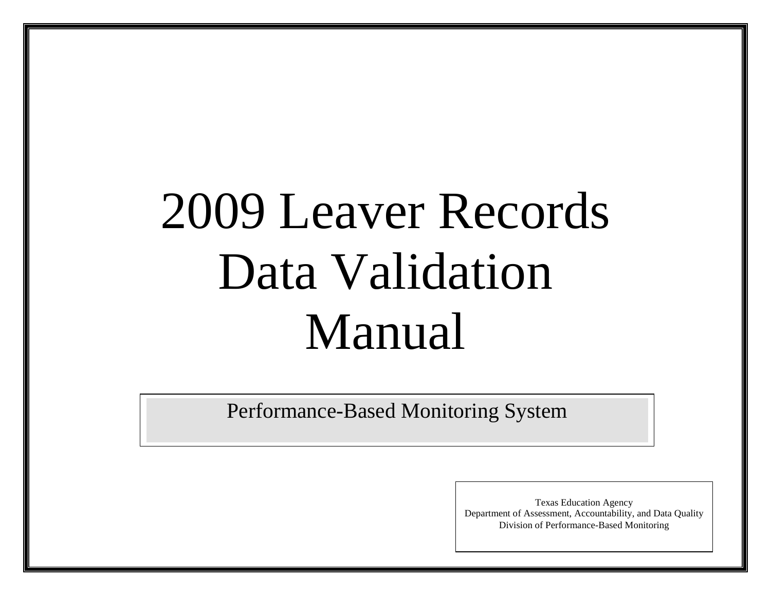# 2009 Leaver Records Data Validation Manual

Performance-Based Monitoring System

Texas Education Agency
Department of Assessment, Accountability, and Data Quality
Division of Performance-Based Monitoring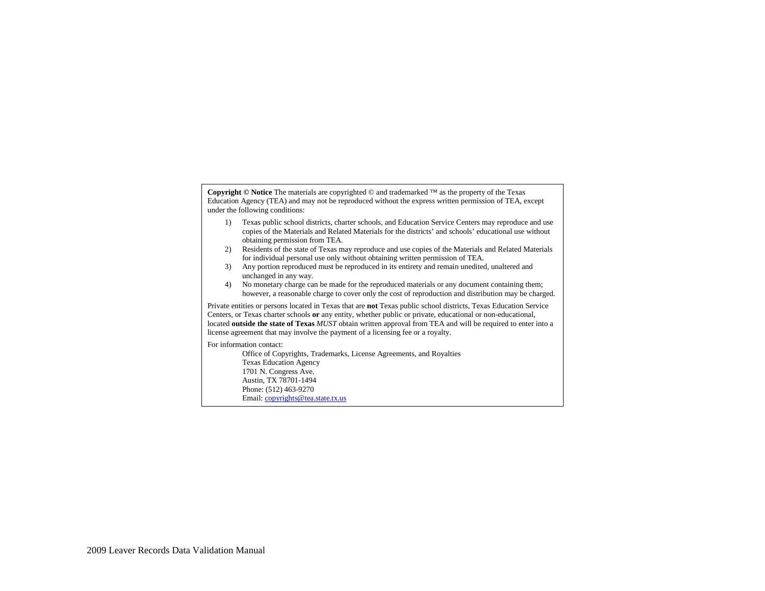**Copyright © Notice** The materials are copyrighted © and trademarked ™ as the property of the Texas Education Agency (TEA) and may not be reproduced without the express written permission of TEA, except under the following conditions:

1) Texas public school districts, charter schools, and Education Service Centers may reproduce and use copies of the Materials and Related Materials for the districts' and schools' educational use without obtaining permission from TEA.
2) Residents of the state of Texas may reproduce and use copies of the Materials and Related Materials for individual personal use only without obtaining written permission of TEA.
3) Any portion reproduced must be reproduced in its entirety and remain unedited, unaltered and unchanged in any way.
4) No monetary charge can be made for the reproduced materials or any document containing them; however, a reasonable charge to cover only the cost of reproduction and distribution may be charged.

Private entities or persons located in Texas that are **not** Texas public school districts, Texas Education Service Centers, or Texas charter schools **or** any entity, whether public or private, educational or non-educational, located **outside the state of Texas** *MUST* obtain written approval from TEA and will be required to enter into a license agreement that may involve the payment of a licensing fee or a royalty.

For information contact:

Office of Copyrights, Trademarks, License Agreements, and Royalties
Texas Education Agency
1701 N. Congress Ave.
Austin, TX 78701-1494
Phone: (512) 463-9270
Email: copyrights@tea.state.tx.us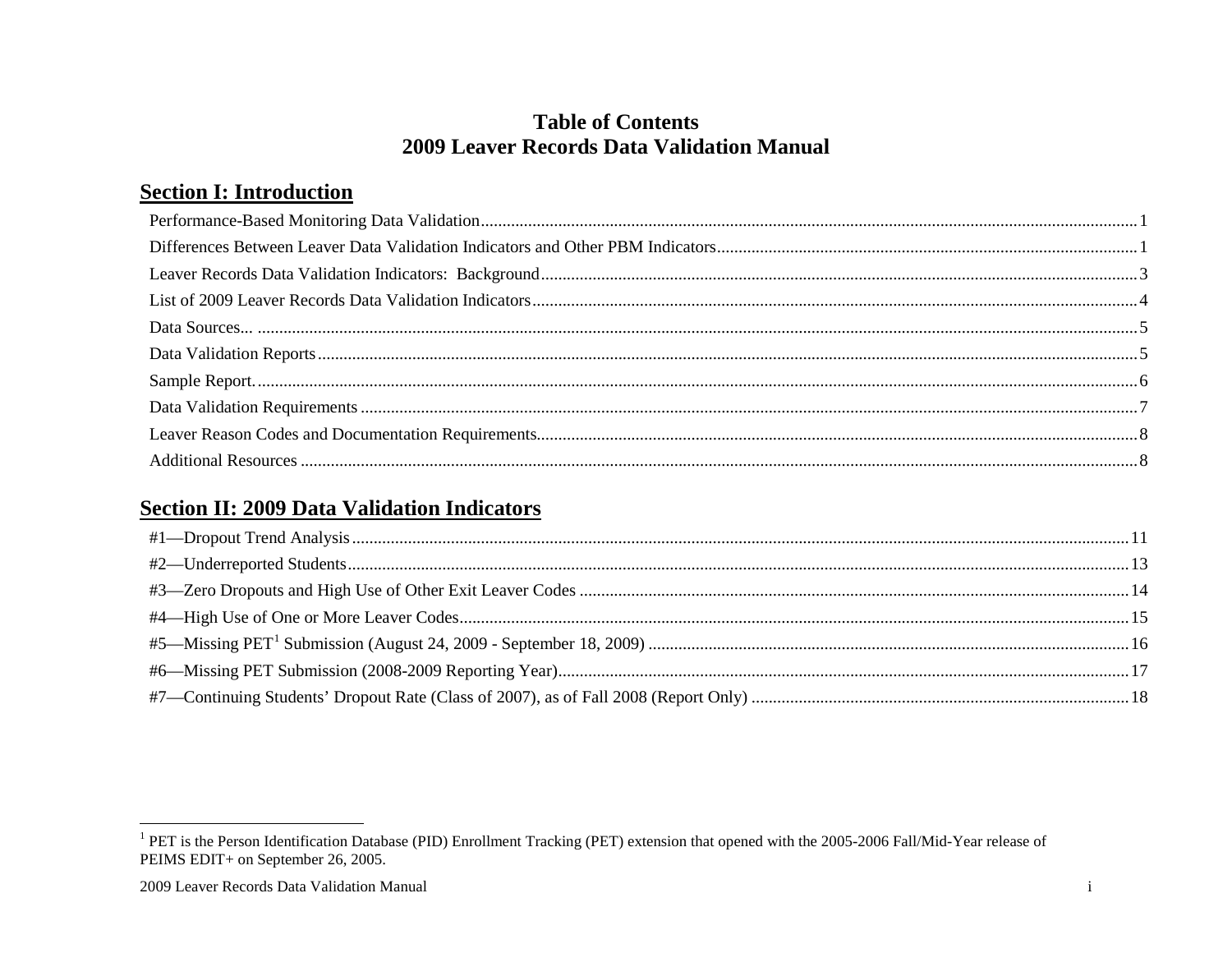# Table of Contents
# 2009 Leaver Records Data Validation Manual

## Section I: Introduction

Performance-Based Monitoring Data Validation ........................................ 1

Differences Between Leaver Data Validation Indicators and Other PBM Indicators ........................................ 1

Leaver Records Data Validation Indicators: Background ........................................ 3

List of 2009 Leaver Records Data Validation Indicators ........................................ 4

Data Sources... ........................................ 5

Data Validation Reports ........................................ 5

Sample Report. ........................................ 6

Data Validation Requirements ........................................ 7

Leaver Reason Codes and Documentation Requirements. ........................................ 8

Additional Resources ........................................ 8

## Section II: 2009 Data Validation Indicators

#1—Dropout Trend Analysis ........................................ 11

#2—Underreported Students ........................................ 13

#3—Zero Dropouts and High Use of Other Exit Leaver Codes ........................................ 14

#4—High Use of One or More Leaver Codes ........................................ 15

#5—Missing PET[1] Submission (August 24, 2009 - September 18, 2009) ........................................ 16

#6—Missing PET Submission (2008-2009 Reporting Year) ........................................ 17

#7—Continuing Students' Dropout Rate (Class of 2007), as of Fall 2008 (Report Only) ........................................ 18

---

[1] PET is the Person Identification Database (PID) Enrollment Tracking (PET) extension that opened with the 2005-2006 Fall/Mid-Year release of PEIMS EDIT+ on September 26, 2005.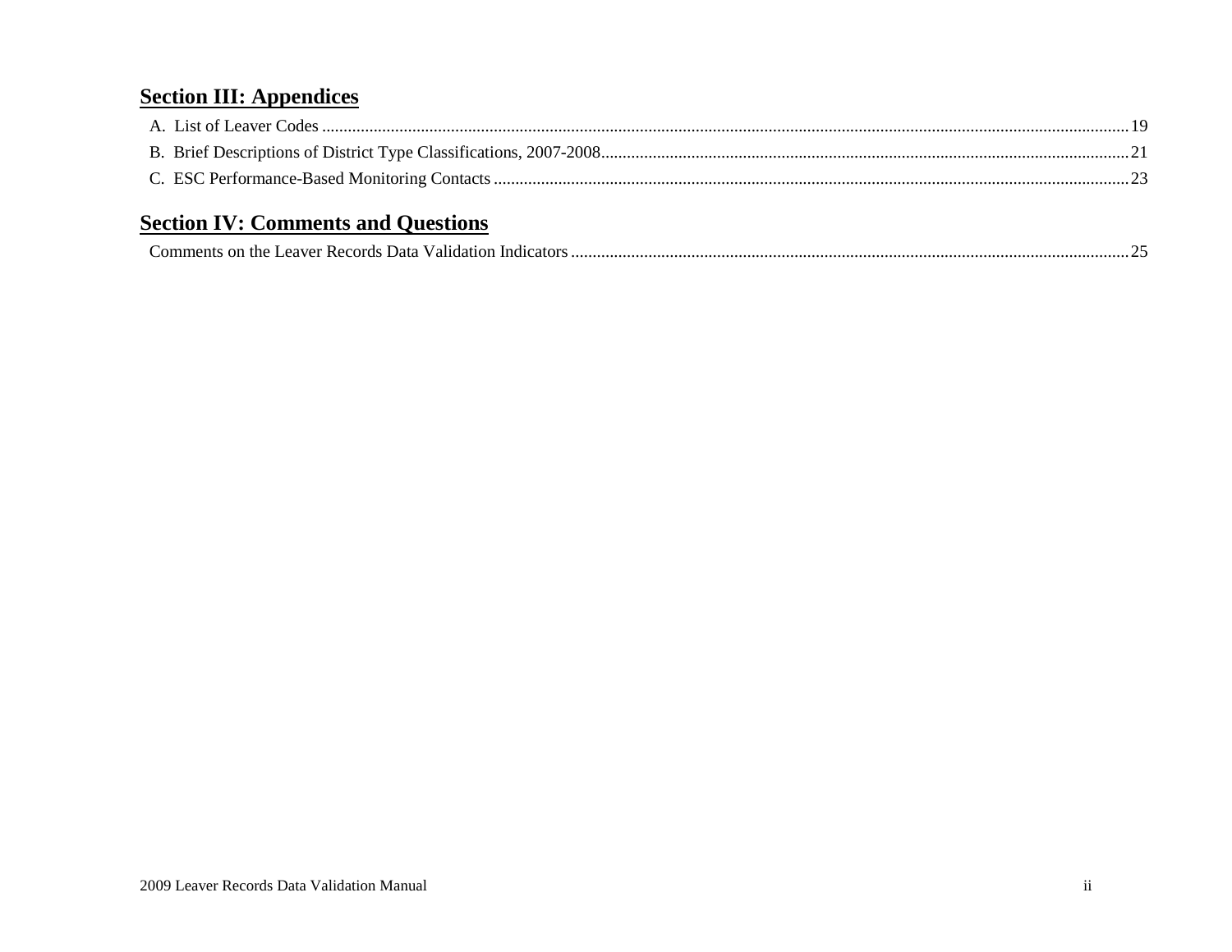## Section III: Appendices

A. List of Leaver Codes ........................................................................................................ 19

B. Brief Descriptions of District Type Classifications, 2007-2008 ........................................ 21

C. ESC Performance-Based Monitoring Contacts .................................................................. 23

## Section IV: Comments and Questions

Comments on the Leaver Records Data Validation Indicators .............................................. 25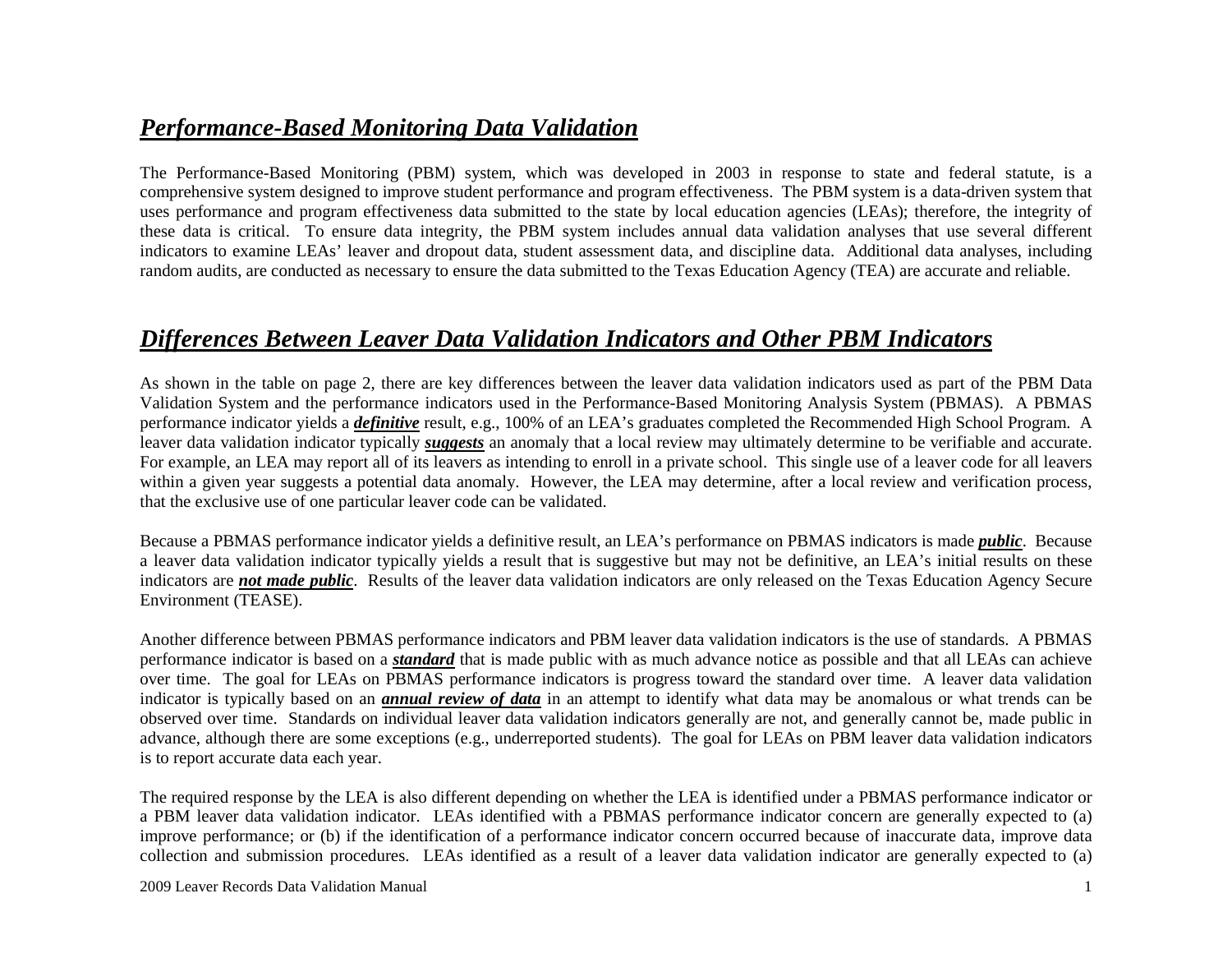## *Performance-Based Monitoring Data Validation*

The Performance-Based Monitoring (PBM) system, which was developed in 2003 in response to state and federal statute, is a comprehensive system designed to improve student performance and program effectiveness. The PBM system is a data-driven system that uses performance and program effectiveness data submitted to the state by local education agencies (LEAs); therefore, the integrity of these data is critical. To ensure data integrity, the PBM system includes annual data validation analyses that use several different indicators to examine LEAs' leaver and dropout data, student assessment data, and discipline data. Additional data analyses, including random audits, are conducted as necessary to ensure the data submitted to the Texas Education Agency (TEA) are accurate and reliable.

## *Differences Between Leaver Data Validation Indicators and Other PBM Indicators*

As shown in the table on page 2, there are key differences between the leaver data validation indicators used as part of the PBM Data Validation System and the performance indicators used in the Performance-Based Monitoring Analysis System (PBMAS). A PBMAS performance indicator yields a ***definitive*** result, e.g., 100% of an LEA's graduates completed the Recommended High School Program. A leaver data validation indicator typically ***suggests*** an anomaly that a local review may ultimately determine to be verifiable and accurate. For example, an LEA may report all of its leavers as intending to enroll in a private school. This single use of a leaver code for all leavers within a given year suggests a potential data anomaly. However, the LEA may determine, after a local review and verification process, that the exclusive use of one particular leaver code can be validated.

Because a PBMAS performance indicator yields a definitive result, an LEA's performance on PBMAS indicators is made ***public***. Because a leaver data validation indicator typically yields a result that is suggestive but may not be definitive, an LEA's initial results on these indicators are ***not made public***. Results of the leaver data validation indicators are only released on the Texas Education Agency Secure Environment (TEASE).

Another difference between PBMAS performance indicators and PBM leaver data validation indicators is the use of standards. A PBMAS performance indicator is based on a ***standard*** that is made public with as much advance notice as possible and that all LEAs can achieve over time. The goal for LEAs on PBMAS performance indicators is progress toward the standard over time. A leaver data validation indicator is typically based on an ***annual review of data*** in an attempt to identify what data may be anomalous or what trends can be observed over time. Standards on individual leaver data validation indicators generally are not, and generally cannot be, made public in advance, although there are some exceptions (e.g., underreported students). The goal for LEAs on PBM leaver data validation indicators is to report accurate data each year.

The required response by the LEA is also different depending on whether the LEA is identified under a PBMAS performance indicator or a PBM leaver data validation indicator. LEAs identified with a PBMAS performance indicator concern are generally expected to (a) improve performance; or (b) if the identification of a performance indicator concern occurred because of inaccurate data, improve data collection and submission procedures. LEAs identified as a result of a leaver data validation indicator are generally expected to (a)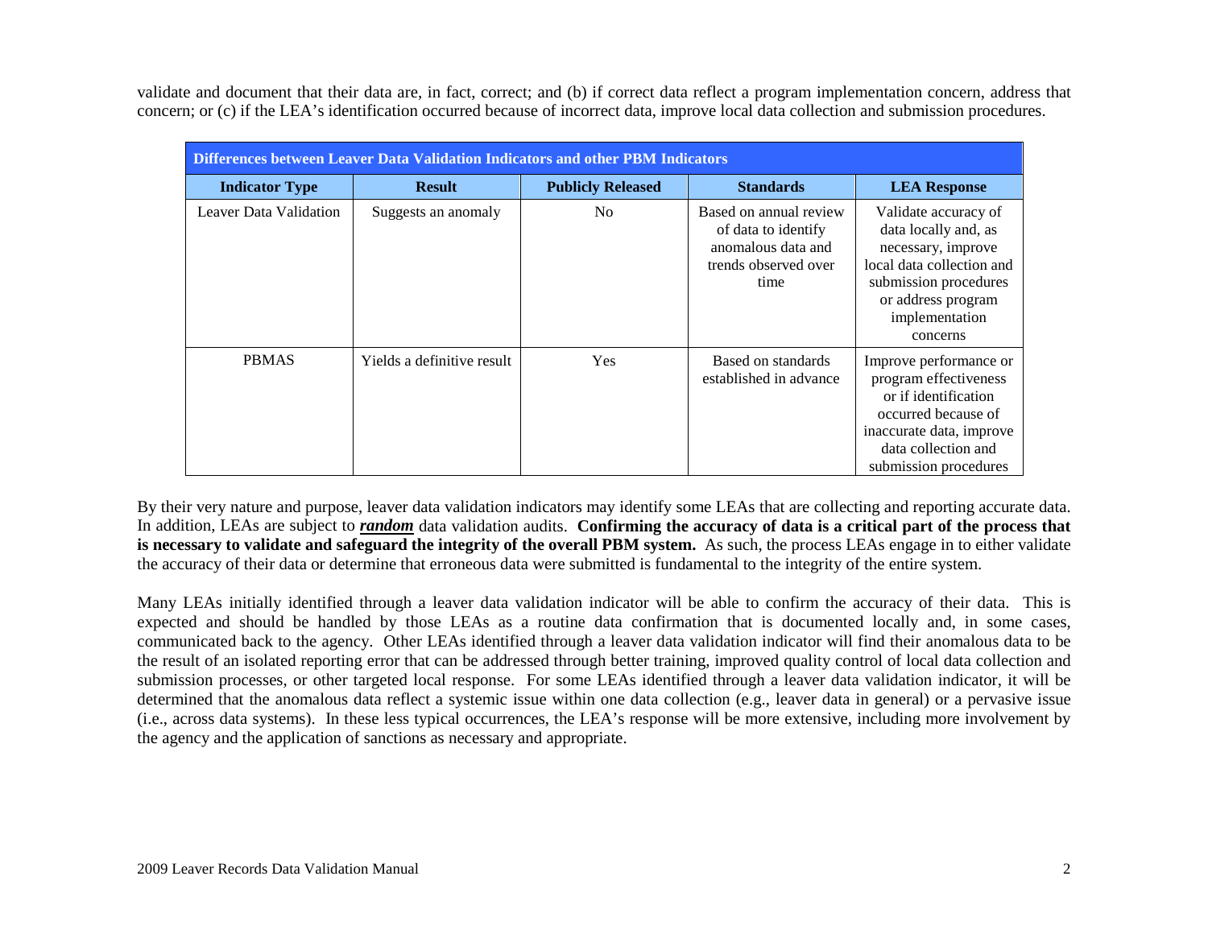validate and document that their data are, in fact, correct; and (b) if correct data reflect a program implementation concern, address that concern; or (c) if the LEA's identification occurred because of incorrect data, improve local data collection and submission procedures.

| **Differences between Leaver Data Validation Indicators and other PBM Indicators** | | | | |
|---|---|---|---|---|
| **Indicator Type** | **Result** | **Publicly Released** | **Standards** | **LEA Response** |
| Leaver Data Validation | Suggests an anomaly | No | Based on annual review of data to identify anomalous data and trends observed over time | Validate accuracy of data locally and, as necessary, improve local data collection and submission procedures or address program implementation concerns |
| PBMAS | Yields a definitive result | Yes | Based on standards established in advance | Improve performance or program effectiveness or if identification occurred because of inaccurate data, improve data collection and submission procedures |

By their very nature and purpose, leaver data validation indicators may identify some LEAs that are collecting and reporting accurate data. In addition, LEAs are subject to ***random*** data validation audits. **Confirming the accuracy of data is a critical part of the process that is necessary to validate and safeguard the integrity of the overall PBM system.** As such, the process LEAs engage in to either validate the accuracy of their data or determine that erroneous data were submitted is fundamental to the integrity of the entire system.

Many LEAs initially identified through a leaver data validation indicator will be able to confirm the accuracy of their data. This is expected and should be handled by those LEAs as a routine data confirmation that is documented locally and, in some cases, communicated back to the agency. Other LEAs identified through a leaver data validation indicator will find their anomalous data to be the result of an isolated reporting error that can be addressed through better training, improved quality control of local data collection and submission processes, or other targeted local response. For some LEAs identified through a leaver data validation indicator, it will be determined that the anomalous data reflect a systemic issue within one data collection (e.g., leaver data in general) or a pervasive issue (i.e., across data systems). In these less typical occurrences, the LEA's response will be more extensive, including more involvement by the agency and the application of sanctions as necessary and appropriate.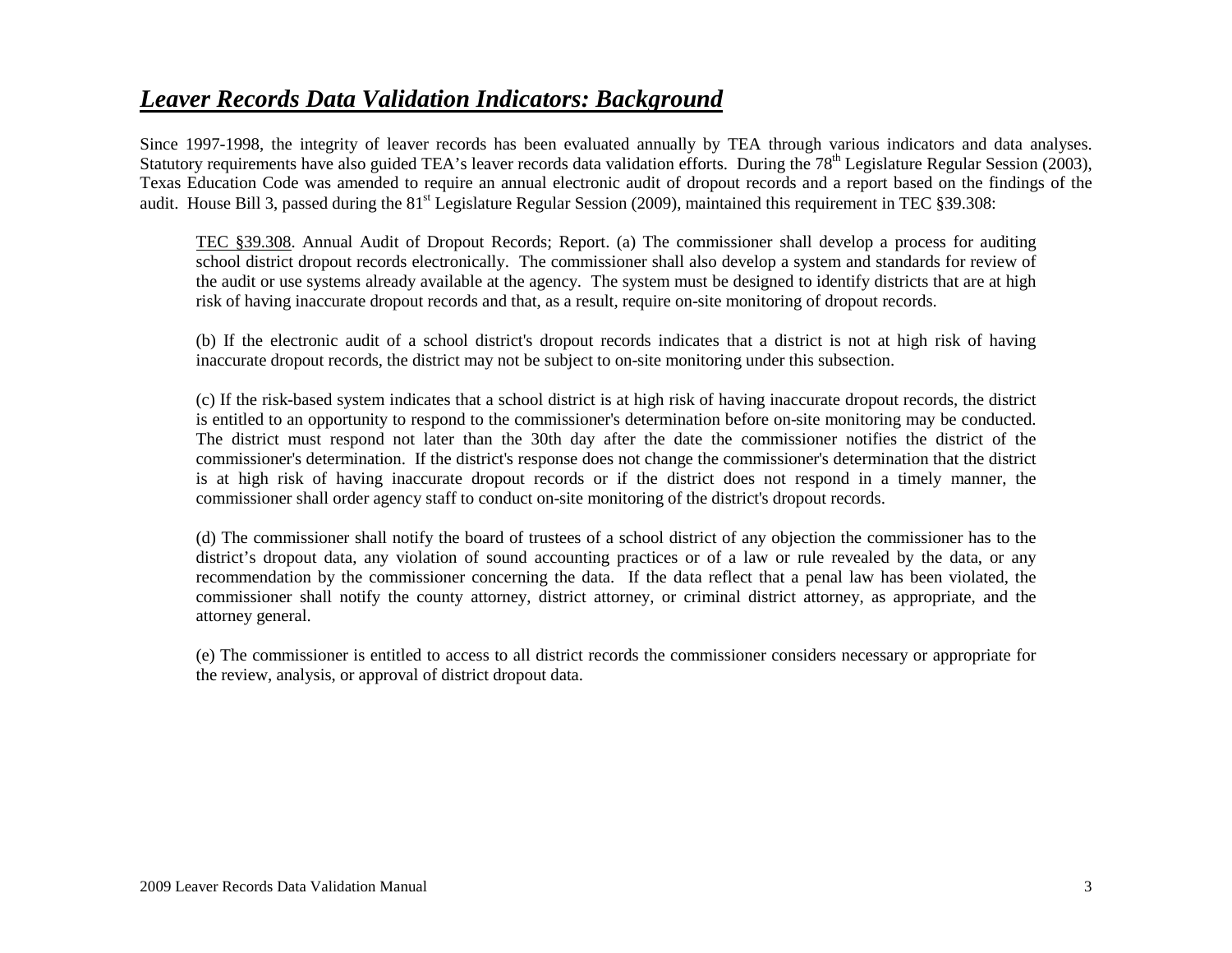## ***Leaver Records Data Validation Indicators: Background***

Since 1997-1998, the integrity of leaver records has been evaluated annually by TEA through various indicators and data analyses. Statutory requirements have also guided TEA's leaver records data validation efforts. During the 78th Legislature Regular Session (2003), Texas Education Code was amended to require an annual electronic audit of dropout records and a report based on the findings of the audit. House Bill 3, passed during the 81st Legislature Regular Session (2009), maintained this requirement in TEC §39.308:

> TEC §39.308. Annual Audit of Dropout Records; Report. (a) The commissioner shall develop a process for auditing school district dropout records electronically. The commissioner shall also develop a system and standards for review of the audit or use systems already available at the agency. The system must be designed to identify districts that are at high risk of having inaccurate dropout records and that, as a result, require on-site monitoring of dropout records.
>
> (b) If the electronic audit of a school district's dropout records indicates that a district is not at high risk of having inaccurate dropout records, the district may not be subject to on-site monitoring under this subsection.
>
> (c) If the risk-based system indicates that a school district is at high risk of having inaccurate dropout records, the district is entitled to an opportunity to respond to the commissioner's determination before on-site monitoring may be conducted. The district must respond not later than the 30th day after the date the commissioner notifies the district of the commissioner's determination. If the district's response does not change the commissioner's determination that the district is at high risk of having inaccurate dropout records or if the district does not respond in a timely manner, the commissioner shall order agency staff to conduct on-site monitoring of the district's dropout records.
>
> (d) The commissioner shall notify the board of trustees of a school district of any objection the commissioner has to the district's dropout data, any violation of sound accounting practices or of a law or rule revealed by the data, or any recommendation by the commissioner concerning the data. If the data reflect that a penal law has been violated, the commissioner shall notify the county attorney, district attorney, or criminal district attorney, as appropriate, and the attorney general.
>
> (e) The commissioner is entitled to access to all district records the commissioner considers necessary or appropriate for the review, analysis, or approval of district dropout data.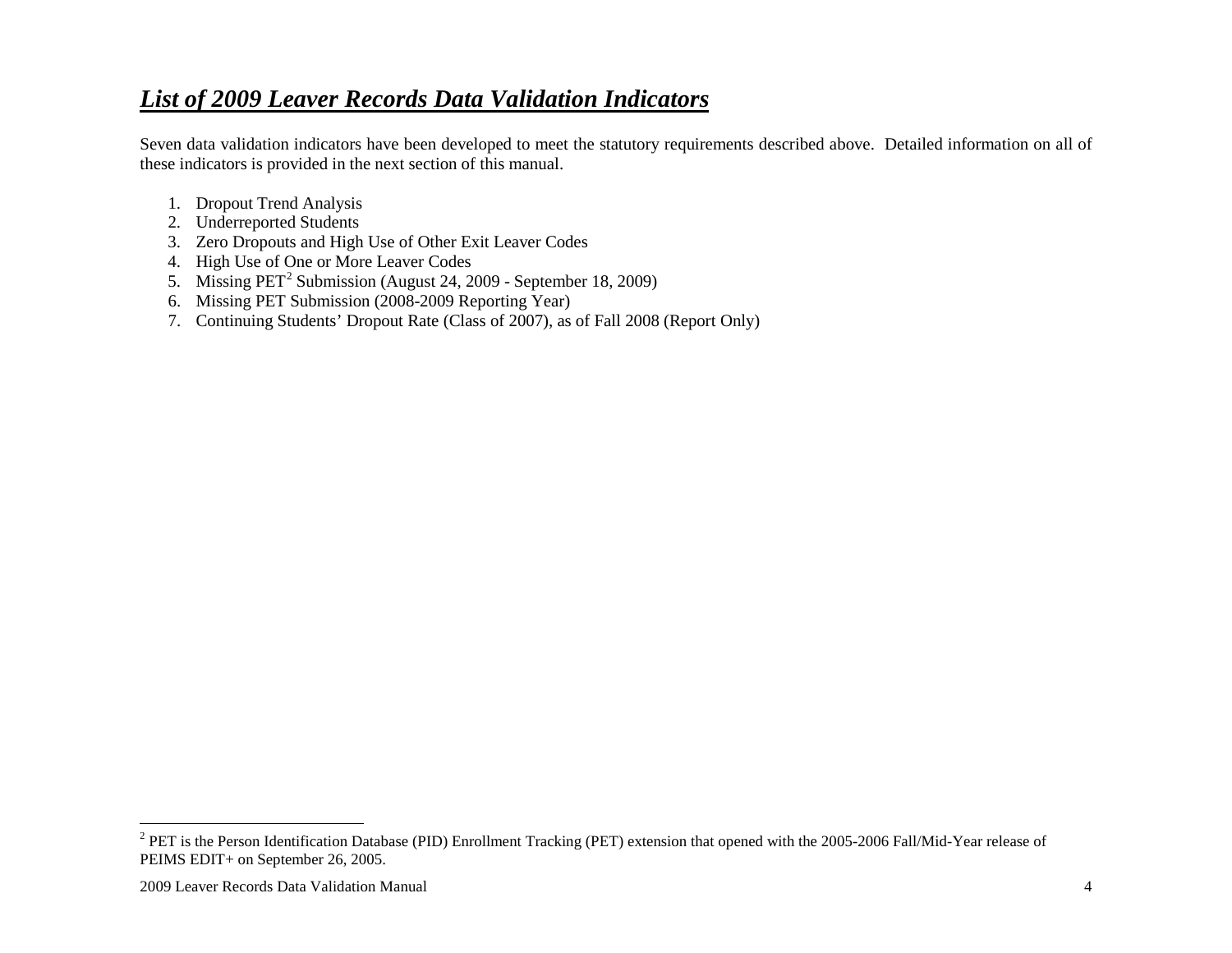## *List of 2009 Leaver Records Data Validation Indicators*

Seven data validation indicators have been developed to meet the statutory requirements described above. Detailed information on all of these indicators is provided in the next section of this manual.

1. Dropout Trend Analysis
2. Underreported Students
3. Zero Dropouts and High Use of Other Exit Leaver Codes
4. High Use of One or More Leaver Codes
5. Missing PET[2] Submission (August 24, 2009 - September 18, 2009)
6. Missing PET Submission (2008-2009 Reporting Year)
7. Continuing Students' Dropout Rate (Class of 2007), as of Fall 2008 (Report Only)

[2] PET is the Person Identification Database (PID) Enrollment Tracking (PET) extension that opened with the 2005-2006 Fall/Mid-Year release of PEIMS EDIT+ on September 26, 2005.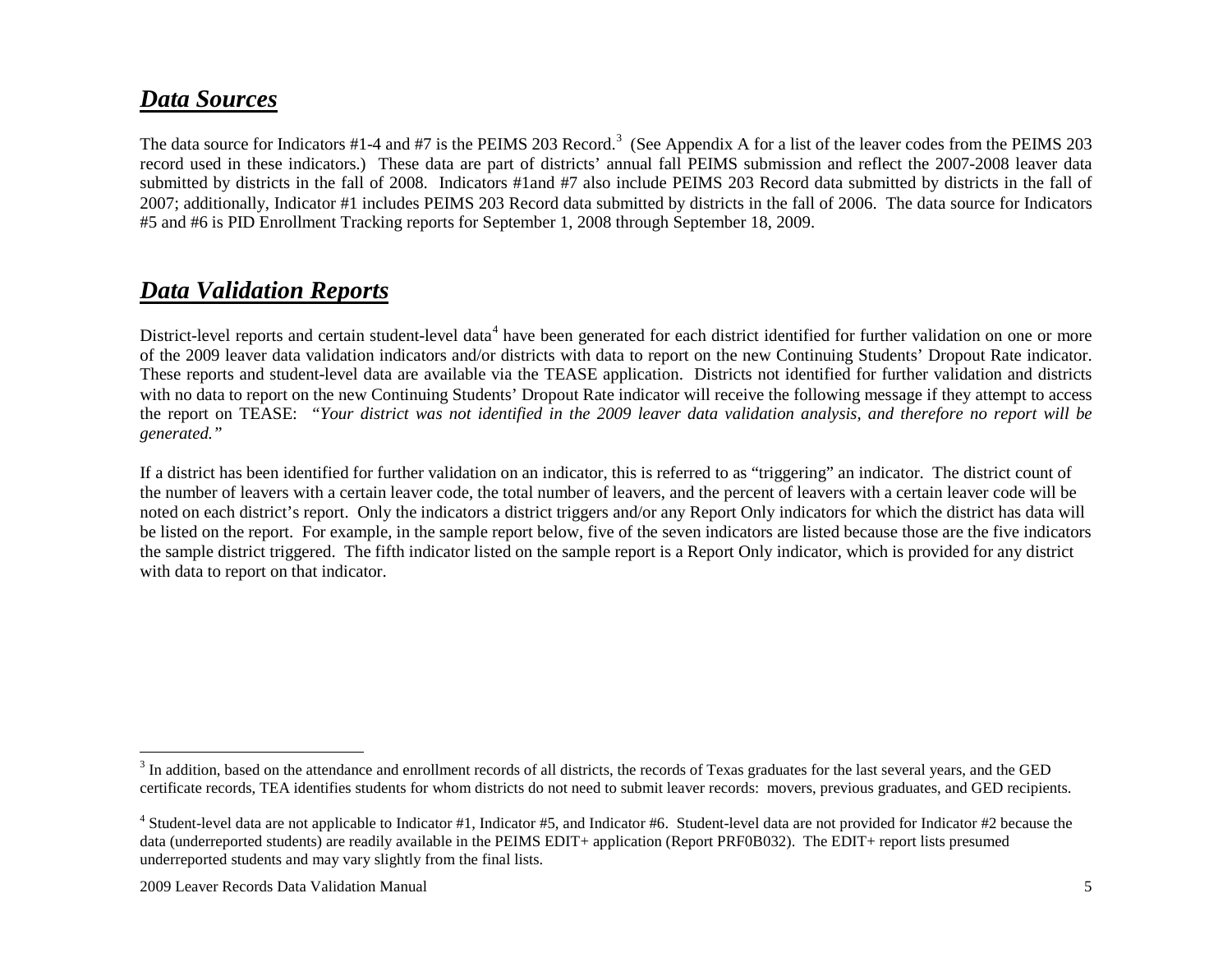## ***Data Sources***

The data source for Indicators #1-4 and #7 is the PEIMS 203 Record.[3] (See Appendix A for a list of the leaver codes from the PEIMS 203 record used in these indicators.) These data are part of districts' annual fall PEIMS submission and reflect the 2007-2008 leaver data submitted by districts in the fall of 2008. Indicators #1and #7 also include PEIMS 203 Record data submitted by districts in the fall of 2007; additionally, Indicator #1 includes PEIMS 203 Record data submitted by districts in the fall of 2006. The data source for Indicators #5 and #6 is PID Enrollment Tracking reports for September 1, 2008 through September 18, 2009.

## ***Data Validation Reports***

District-level reports and certain student-level data[4] have been generated for each district identified for further validation on one or more of the 2009 leaver data validation indicators and/or districts with data to report on the new Continuing Students' Dropout Rate indicator. These reports and student-level data are available via the TEASE application. Districts not identified for further validation and districts with no data to report on the new Continuing Students' Dropout Rate indicator will receive the following message if they attempt to access the report on TEASE: *"Your district was not identified in the 2009 leaver data validation analysis, and therefore no report will be generated."*

If a district has been identified for further validation on an indicator, this is referred to as "triggering" an indicator. The district count of the number of leavers with a certain leaver code, the total number of leavers, and the percent of leavers with a certain leaver code will be noted on each district's report. Only the indicators a district triggers and/or any Report Only indicators for which the district has data will be listed on the report. For example, in the sample report below, five of the seven indicators are listed because those are the five indicators the sample district triggered. The fifth indicator listed on the sample report is a Report Only indicator, which is provided for any district with data to report on that indicator.

---

[3] In addition, based on the attendance and enrollment records of all districts, the records of Texas graduates for the last several years, and the GED certificate records, TEA identifies students for whom districts do not need to submit leaver records: movers, previous graduates, and GED recipients.

[4] Student-level data are not applicable to Indicator #1, Indicator #5, and Indicator #6. Student-level data are not provided for Indicator #2 because the data (underreported students) are readily available in the PEIMS EDIT+ application (Report PRF0B032). The EDIT+ report lists presumed underreported students and may vary slightly from the final lists.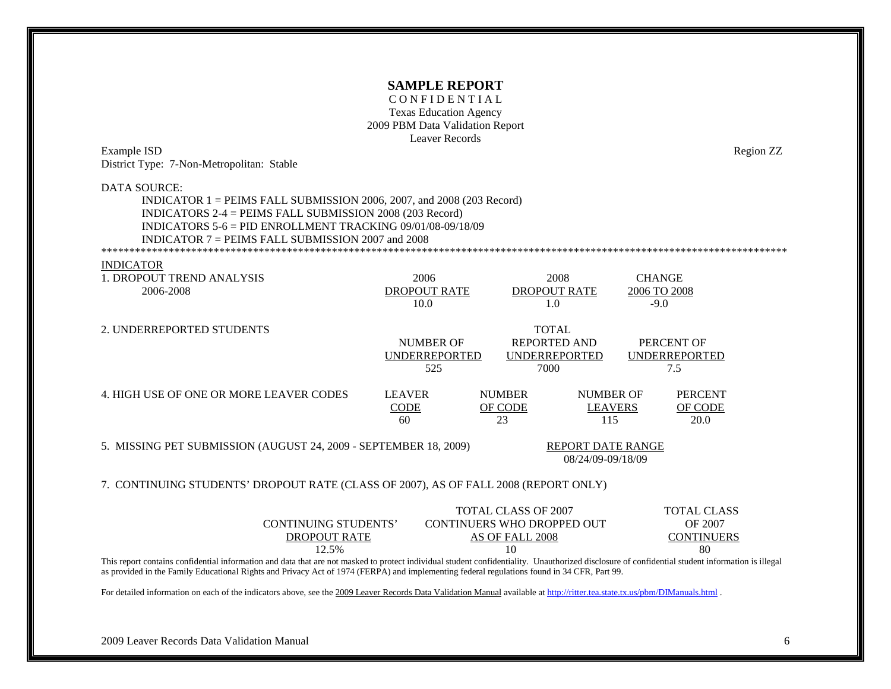# SAMPLE REPORT

CONFIDENTIAL
Texas Education Agency
2009 PBM Data Validation Report
Leaver Records

Example ISD Region ZZ
District Type: 7-Non-Metropolitan: Stable

DATA SOURCE:

INDICATOR 1 = PEIMS FALL SUBMISSION 2006, 2007, and 2008 (203 Record)
INDICATORS 2-4 = PEIMS FALL SUBMISSION 2008 (203 Record)
INDICATORS 5-6 = PID ENROLLMENT TRACKING 09/01/08-09/18/09
INDICATOR 7 = PEIMS FALL SUBMISSION 2007 and 2008

************************************************************************************************************************

INDICATOR

| 1. DROPOUT TREND ANALYSIS 2006-2008 | 2006 DROPOUT RATE | 2008 DROPOUT RATE | CHANGE 2006 TO 2008 |
|---|---|---|---|
| | 10.0 | 1.0 | -9.0 |

| 2. UNDERREPORTED STUDENTS | NUMBER OF UNDERREPORTED | TOTAL REPORTED AND UNDERREPORTED | PERCENT OF UNDERREPORTED |
|---|---|---|---|
| | 525 | 7000 | 7.5 |

| 4. HIGH USE OF ONE OR MORE LEAVER CODES | LEAVER CODE | NUMBER OF CODE | NUMBER OF LEAVERS | PERCENT OF CODE |
|---|---|---|---|---|
| | 60 | 23 | 115 | 20.0 |

| 5. MISSING PET SUBMISSION (AUGUST 24, 2009 - SEPTEMBER 18, 2009) | REPORT DATE RANGE |
|---|---|
| | 08/24/09-09/18/09 |

7. CONTINUING STUDENTS' DROPOUT RATE (CLASS OF 2007), AS OF FALL 2008 (REPORT ONLY)

| CONTINUING STUDENTS' DROPOUT RATE | TOTAL CLASS OF 2007 CONTINUERS WHO DROPPED OUT AS OF FALL 2008 | TOTAL CLASS OF 2007 CONTINUERS |
|---|---|---|
| 12.5% | 10 | 80 |

This report contains confidential information and data that are not masked to protect individual student confidentiality. Unauthorized disclosure of confidential student information is illegal as provided in the Family Educational Rights and Privacy Act of 1974 (FERPA) and implementing federal regulations found in 34 CFR, Part 99.

For detailed information on each of the indicators above, see the 2009 Leaver Records Data Validation Manual available at http://ritter.tea.state.tx.us/pbm/DIManuals.html .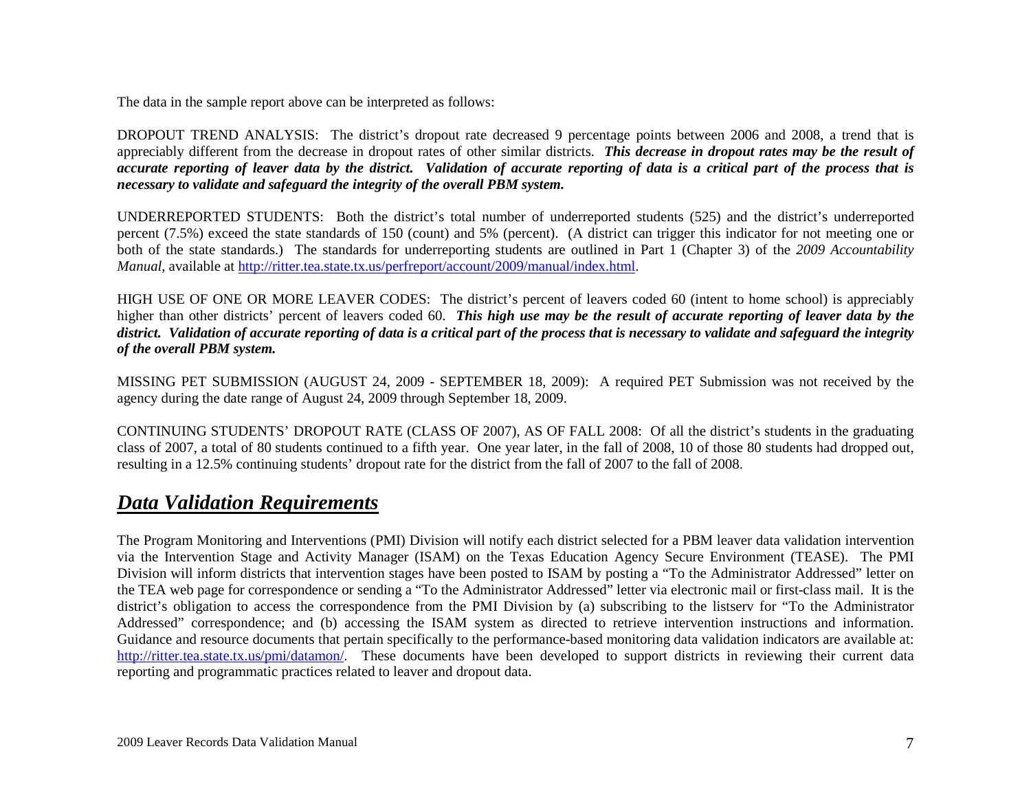The data in the sample report above can be interpreted as follows:

DROPOUT TREND ANALYSIS: The district's dropout rate decreased 9 percentage points between 2006 and 2008, a trend that is appreciably different from the decrease in dropout rates of other similar districts. ***This decrease in dropout rates may be the result of accurate reporting of leaver data by the district. Validation of accurate reporting of data is a critical part of the process that is necessary to validate and safeguard the integrity of the overall PBM system.***

UNDERREPORTED STUDENTS: Both the district's total number of underreported students (525) and the district's underreported percent (7.5%) exceed the state standards of 150 (count) and 5% (percent). (A district can trigger this indicator for not meeting one or both of the state standards.) The standards for underreporting students are outlined in Part 1 (Chapter 3) of the *2009 Accountability Manual*, available at http://ritter.tea.state.tx.us/perfreport/account/2009/manual/index.html.

HIGH USE OF ONE OR MORE LEAVER CODES: The district's percent of leavers coded 60 (intent to home school) is appreciably higher than other districts' percent of leavers coded 60. ***This high use may be the result of accurate reporting of leaver data by the district. Validation of accurate reporting of data is a critical part of the process that is necessary to validate and safeguard the integrity of the overall PBM system.***

MISSING PET SUBMISSION (AUGUST 24, 2009 - SEPTEMBER 18, 2009): A required PET Submission was not received by the agency during the date range of August 24, 2009 through September 18, 2009.

CONTINUING STUDENTS' DROPOUT RATE (CLASS OF 2007), AS OF FALL 2008: Of all the district's students in the graduating class of 2007, a total of 80 students continued to a fifth year. One year later, in the fall of 2008, 10 of those 80 students had dropped out, resulting in a 12.5% continuing students' dropout rate for the district from the fall of 2007 to the fall of 2008.

## ***Data Validation Requirements***

The Program Monitoring and Interventions (PMI) Division will notify each district selected for a PBM leaver data validation intervention via the Intervention Stage and Activity Manager (ISAM) on the Texas Education Agency Secure Environment (TEASE). The PMI Division will inform districts that intervention stages have been posted to ISAM by posting a "To the Administrator Addressed" letter on the TEA web page for correspondence or sending a "To the Administrator Addressed" letter via electronic mail or first-class mail. It is the district's obligation to access the correspondence from the PMI Division by (a) subscribing to the listserv for "To the Administrator Addressed" correspondence; and (b) accessing the ISAM system as directed to retrieve intervention instructions and information. Guidance and resource documents that pertain specifically to the performance-based monitoring data validation indicators are available at: http://ritter.tea.state.tx.us/pmi/datamon/. These documents have been developed to support districts in reviewing their current data reporting and programmatic practices related to leaver and dropout data.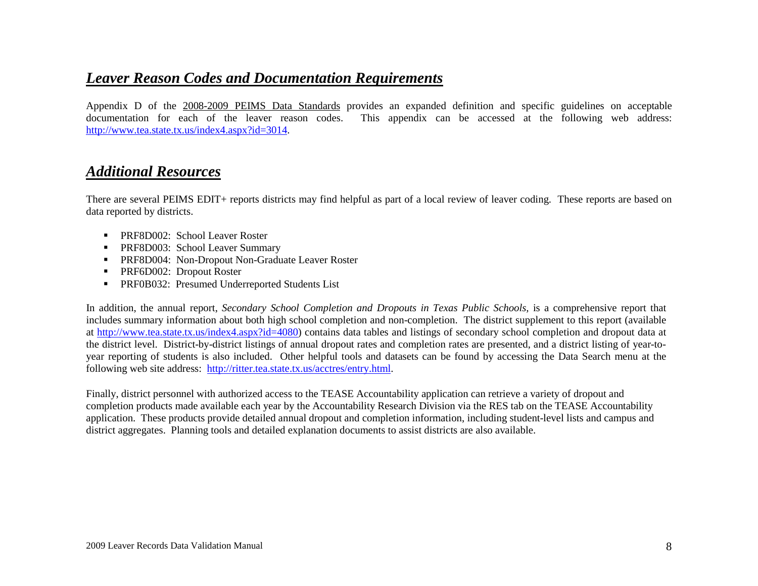## ***Leaver Reason Codes and Documentation Requirements***

Appendix D of the 2008-2009 PEIMS Data Standards provides an expanded definition and specific guidelines on acceptable documentation for each of the leaver reason codes. This appendix can be accessed at the following web address: http://www.tea.state.tx.us/index4.aspx?id=3014.

## ***Additional Resources***

There are several PEIMS EDIT+ reports districts may find helpful as part of a local review of leaver coding. These reports are based on data reported by districts.

- PRF8D002: School Leaver Roster
- PRF8D003: School Leaver Summary
- PRF8D004: Non-Dropout Non-Graduate Leaver Roster
- PRF6D002: Dropout Roster
- PRF0B032: Presumed Underreported Students List

In addition, the annual report, *Secondary School Completion and Dropouts in Texas Public Schools,* is a comprehensive report that includes summary information about both high school completion and non-completion. The district supplement to this report (available at http://www.tea.state.tx.us/index4.aspx?id=4080) contains data tables and listings of secondary school completion and dropout data at the district level. District-by-district listings of annual dropout rates and completion rates are presented, and a district listing of year-to-year reporting of students is also included. Other helpful tools and datasets can be found by accessing the Data Search menu at the following web site address: http://ritter.tea.state.tx.us/acctres/entry.html.

Finally, district personnel with authorized access to the TEASE Accountability application can retrieve a variety of dropout and completion products made available each year by the Accountability Research Division via the RES tab on the TEASE Accountability application. These products provide detailed annual dropout and completion information, including student-level lists and campus and district aggregates. Planning tools and detailed explanation documents to assist districts are also available.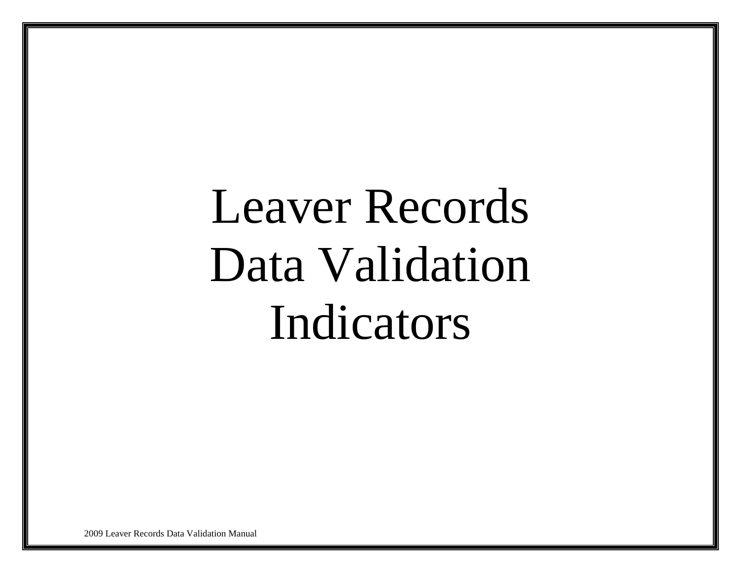# Leaver Records Data Validation Indicators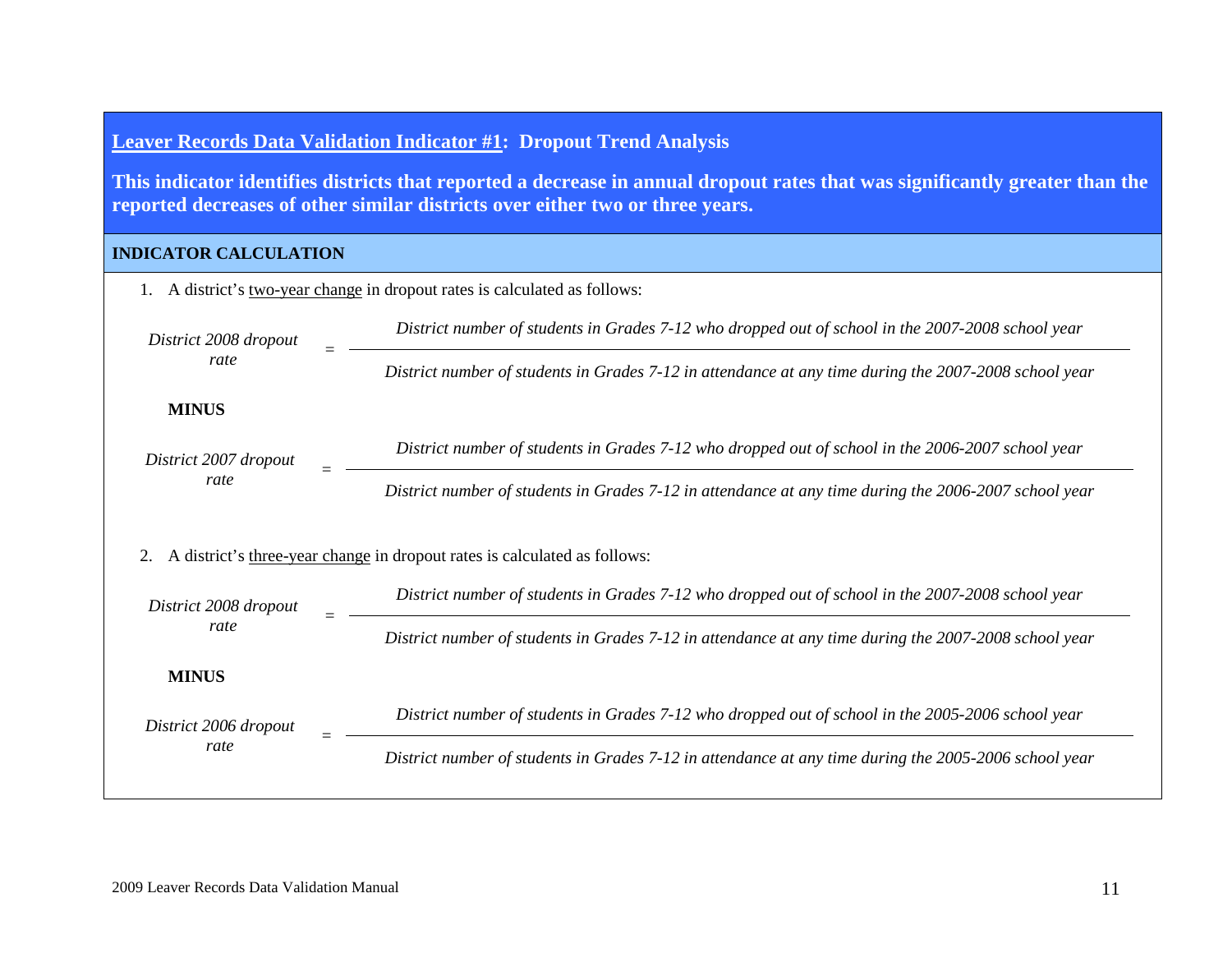## Leaver Records Data Validation Indicator #1: Dropout Trend Analysis

**This indicator identifies districts that reported a decrease in annual dropout rates that was significantly greater than the reported decreases of other similar districts over either two or three years.**

### INDICATOR CALCULATION

1. A district's two-year change in dropout rates is calculated as follows:

$$\textit{District 2008 dropout rate} = \frac{\textit{District number of students in Grades 7-12 who dropped out of school in the 2007-2008 school year}}{\textit{District number of students in Grades 7-12 in attendance at any time during the 2007-2008 school year}}$$

**MINUS**

$$\textit{District 2007 dropout rate} = \frac{\textit{District number of students in Grades 7-12 who dropped out of school in the 2006-2007 school year}}{\textit{District number of students in Grades 7-12 in attendance at any time during the 2006-2007 school year}}$$

2. A district's three-year change in dropout rates is calculated as follows:

$$\textit{District 2008 dropout rate} = \frac{\textit{District number of students in Grades 7-12 who dropped out of school in the 2007-2008 school year}}{\textit{District number of students in Grades 7-12 in attendance at any time during the 2007-2008 school year}}$$

**MINUS**

$$\textit{District 2006 dropout rate} = \frac{\textit{District number of students in Grades 7-12 who dropped out of school in the 2005-2006 school year}}{\textit{District number of students in Grades 7-12 in attendance at any time during the 2005-2006 school year}}$$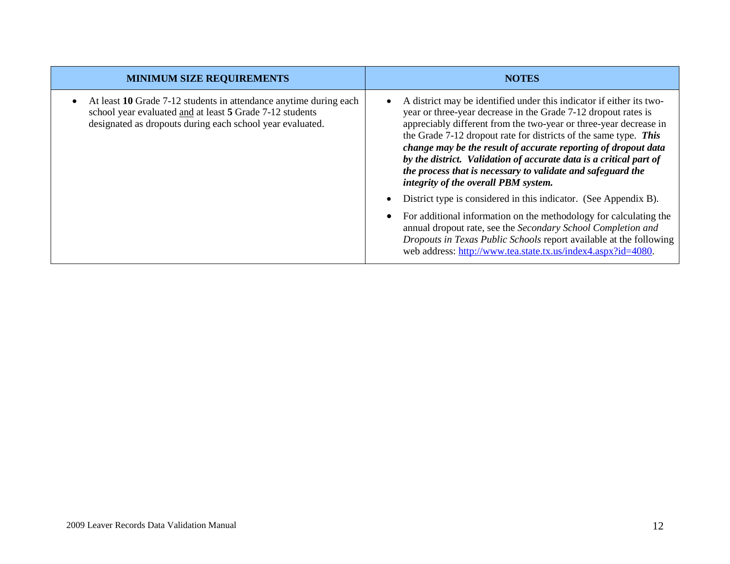| MINIMUM SIZE REQUIREMENTS | NOTES |
|---|---|
| • At least **10** Grade 7-12 students in attendance anytime during each school year evaluated <u>and</u> at least **5** Grade 7-12 students designated as dropouts during each school year evaluated. | • A district may be identified under this indicator if either its two-year or three-year decrease in the Grade 7-12 dropout rates is appreciably different from the two-year or three-year decrease in the Grade 7-12 dropout rate for districts of the same type. ***This change may be the result of accurate reporting of dropout data by the district. Validation of accurate data is a critical part of the process that is necessary to validate and safeguard the integrity of the overall PBM system.***<br>• District type is considered in this indicator. (See Appendix B).<br>• For additional information on the methodology for calculating the annual dropout rate, see the *Secondary School Completion and Dropouts in Texas Public Schools* report available at the following web address: [http://www.tea.state.tx.us/index4.aspx?id=4080](http://www.tea.state.tx.us/index4.aspx?id=4080). |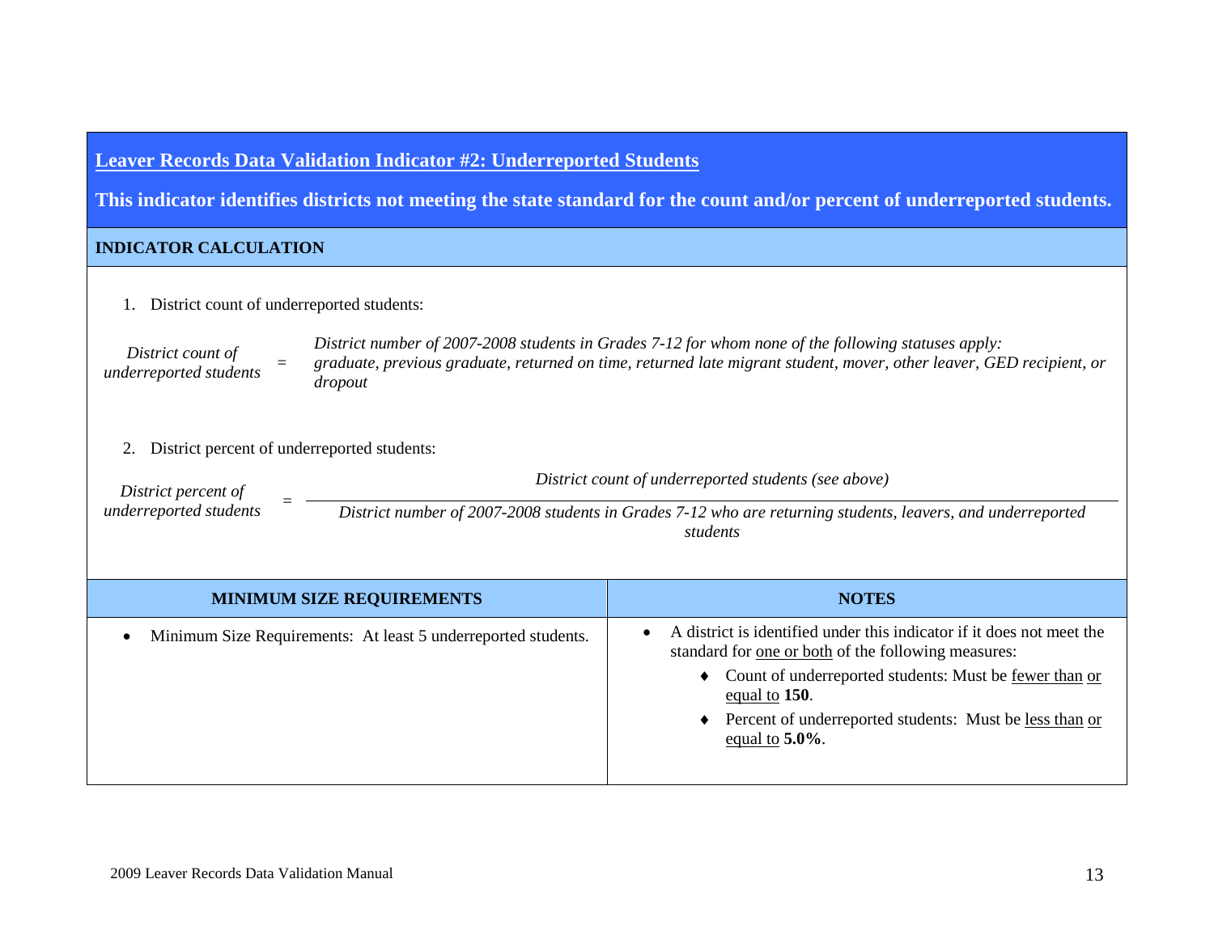## Leaver Records Data Validation Indicator #2: Underreported Students

**This indicator identifies districts not meeting the state standard for the count and/or percent of underreported students.**

### INDICATOR CALCULATION

1. District count of underreported students:

*District count of underreported students* = *District number of 2007-2008 students in Grades 7-12 for whom none of the following statuses apply: graduate, previous graduate, returned on time, returned late migrant student, mover, other leaver, GED recipient, or dropout*

2. District percent of underreported students:

$$\textit{District percent of underreported students} = \frac{\textit{District count of underreported students (see above)}}{\textit{District number of 2007-2008 students in Grades 7-12 who are returning students, leavers, and underreported students}}$$

| MINIMUM SIZE REQUIREMENTS | NOTES |
|---|---|
| • Minimum Size Requirements: At least 5 underreported students. | • A district is identified under this indicator if it does not meet the standard for one or both of the following measures:<br>♦ Count of underreported students: Must be fewer than or equal to **150**.<br>♦ Percent of underreported students: Must be less than or equal to **5.0%**. |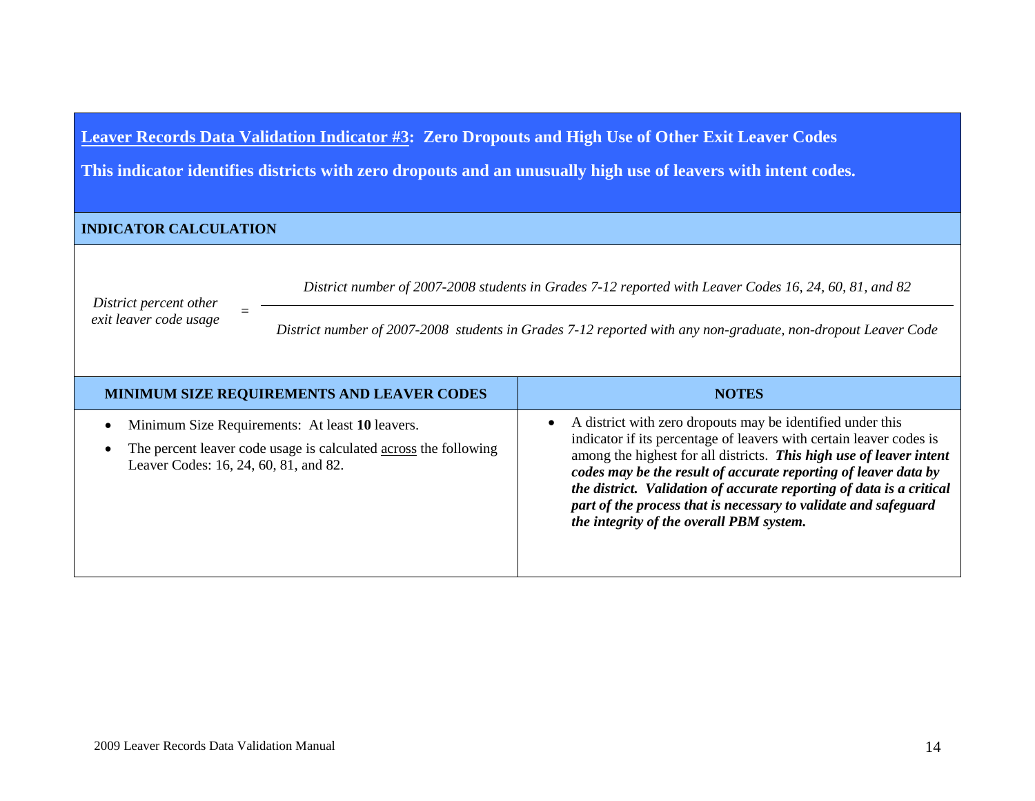## <u>Leaver Records Data Validation Indicator #3</u>: Zero Dropouts and High Use of Other Exit Leaver Codes

**This indicator identifies districts with zero dropouts and an unusually high use of leavers with intent codes.**

### INDICATOR CALCULATION

$$\textit{District percent other exit leaver code usage} = \frac{\textit{District number of 2007-2008 students in Grades 7-12 reported with Leaver Codes 16, 24, 60, 81, and 82}}{\textit{District number of 2007-2008 students in Grades 7-12 reported with any non-graduate, non-dropout Leaver Code}}$$

| MINIMUM SIZE REQUIREMENTS AND LEAVER CODES | NOTES |
|---|---|
| • Minimum Size Requirements: At least **10** leavers.<br>• The percent leaver code usage is calculated <u>across</u> the following Leaver Codes: 16, 24, 60, 81, and 82. | • A district with zero dropouts may be identified under this indicator if its percentage of leavers with certain leaver codes is among the highest for all districts. ***This high use of leaver intent codes may be the result of accurate reporting of leaver data by the district. Validation of accurate reporting of data is a critical part of the process that is necessary to validate and safeguard the integrity of the overall PBM system.*** |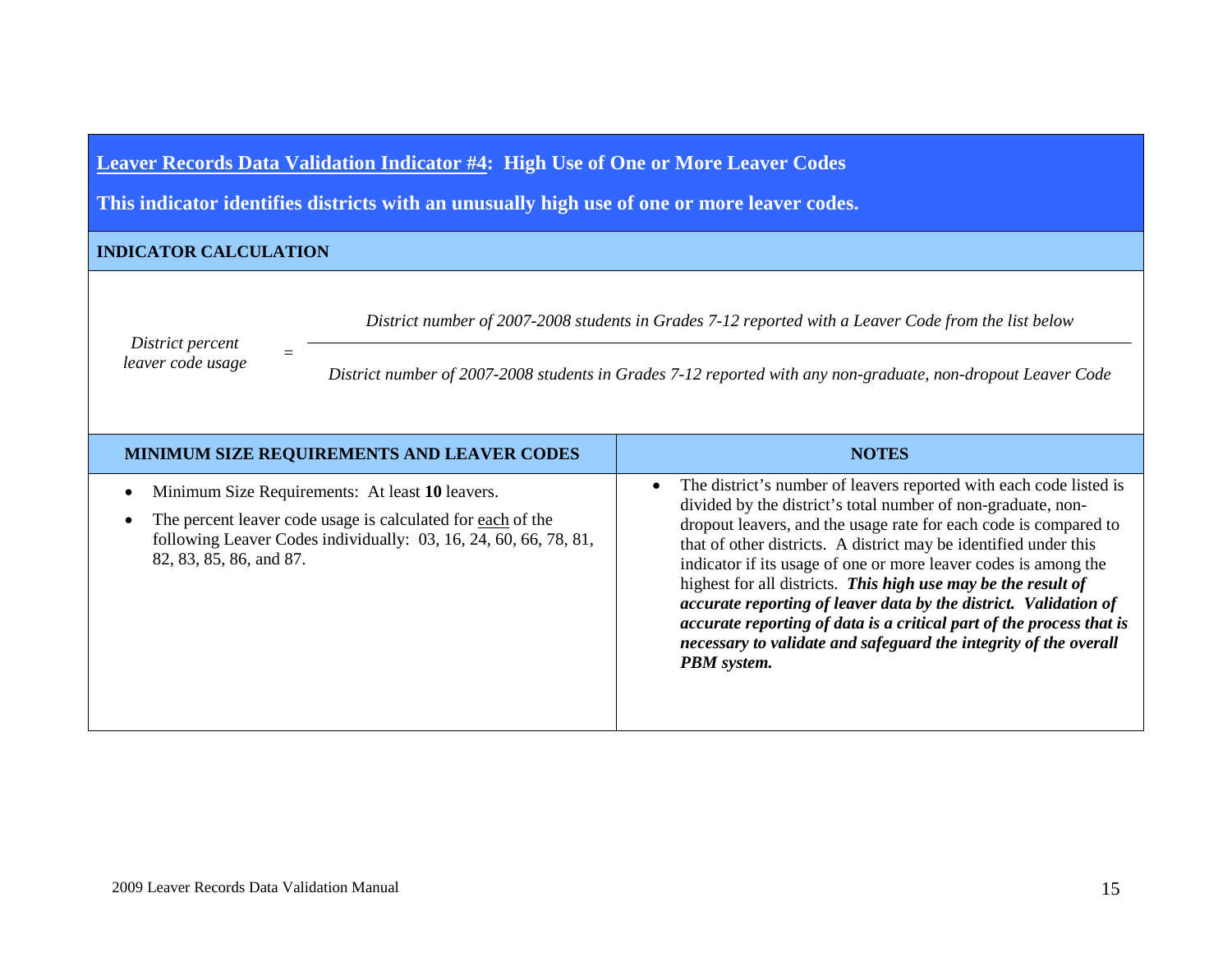## <u>Leaver Records Data Validation Indicator #4</u>: High Use of One or More Leaver Codes

**This indicator identifies districts with an unusually high use of one or more leaver codes.**

### INDICATOR CALCULATION

$$\textit{District percent leaver code usage} = \frac{\textit{District number of 2007-2008 students in Grades 7-12 reported with a Leaver Code from the list below}}{\textit{District number of 2007-2008 students in Grades 7-12 reported with any non-graduate, non-dropout Leaver Code}}$$

| MINIMUM SIZE REQUIREMENTS AND LEAVER CODES | NOTES |
|---|---|
| • Minimum Size Requirements: At least **10** leavers.<br>• The percent leaver code usage is calculated for <u>each</u> of the following Leaver Codes individually: 03, 16, 24, 60, 66, 78, 81, 82, 83, 85, 86, and 87. | • The district's number of leavers reported with each code listed is divided by the district's total number of non-graduate, non-dropout leavers, and the usage rate for each code is compared to that of other districts. A district may be identified under this indicator if its usage of one or more leaver codes is among the highest for all districts. ***This high use may be the result of accurate reporting of leaver data by the district. Validation of accurate reporting of data is a critical part of the process that is necessary to validate and safeguard the integrity of the overall PBM system.*** |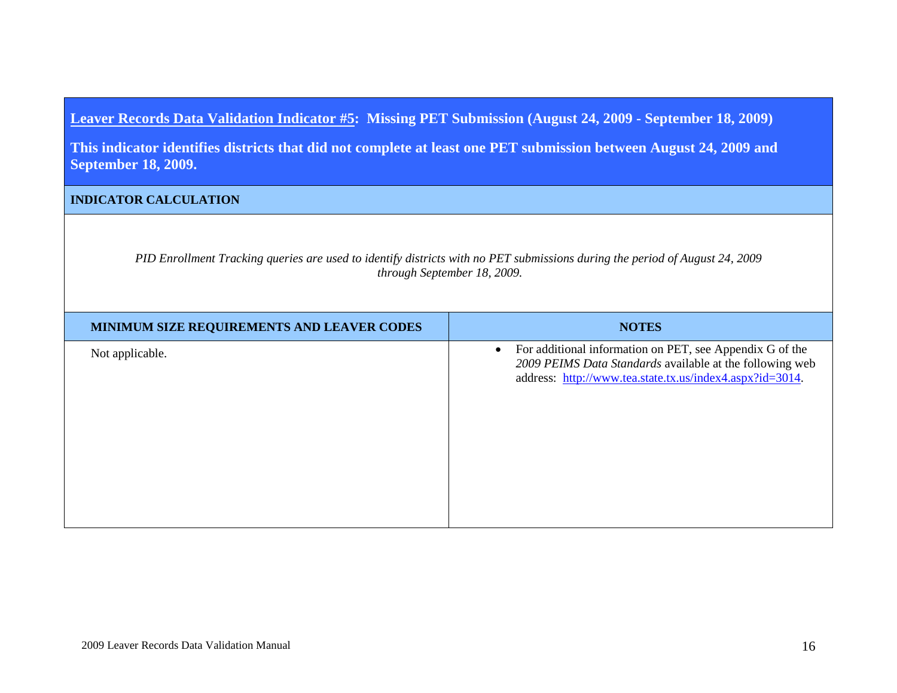## <u>Leaver Records Data Validation Indicator #5</u>: Missing PET Submission (August 24, 2009 - September 18, 2009)

**This indicator identifies districts that did not complete at least one PET submission between August 24, 2009 and September 18, 2009.**

### INDICATOR CALCULATION

*PID Enrollment Tracking queries are used to identify districts with no PET submissions during the period of August 24, 2009 through September 18, 2009.*

| MINIMUM SIZE REQUIREMENTS AND LEAVER CODES | NOTES |
|---|---|
| Not applicable. | • For additional information on PET, see Appendix G of the *2009 PEIMS Data Standards* available at the following web address: [http://www.tea.state.tx.us/index4.aspx?id=3014](http://www.tea.state.tx.us/index4.aspx?id=3014). |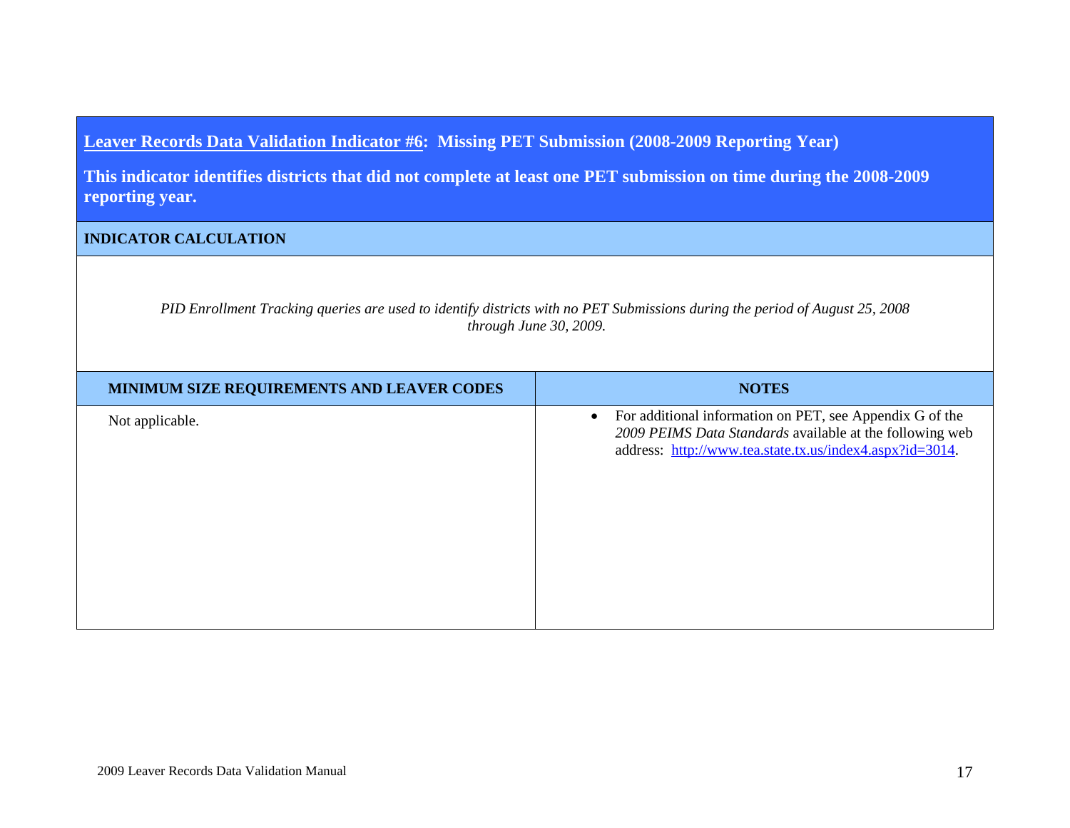## Leaver Records Data Validation Indicator #6: Missing PET Submission (2008-2009 Reporting Year)

**This indicator identifies districts that did not complete at least one PET submission on time during the 2008-2009 reporting year.**

### INDICATOR CALCULATION

*PID Enrollment Tracking queries are used to identify districts with no PET Submissions during the period of August 25, 2008 through June 30, 2009.*

| MINIMUM SIZE REQUIREMENTS AND LEAVER CODES | NOTES |
|---|---|
| Not applicable. | • For additional information on PET, see Appendix G of the *2009 PEIMS Data Standards* available at the following web address: [http://www.tea.state.tx.us/index4.aspx?id=3014](http://www.tea.state.tx.us/index4.aspx?id=3014). |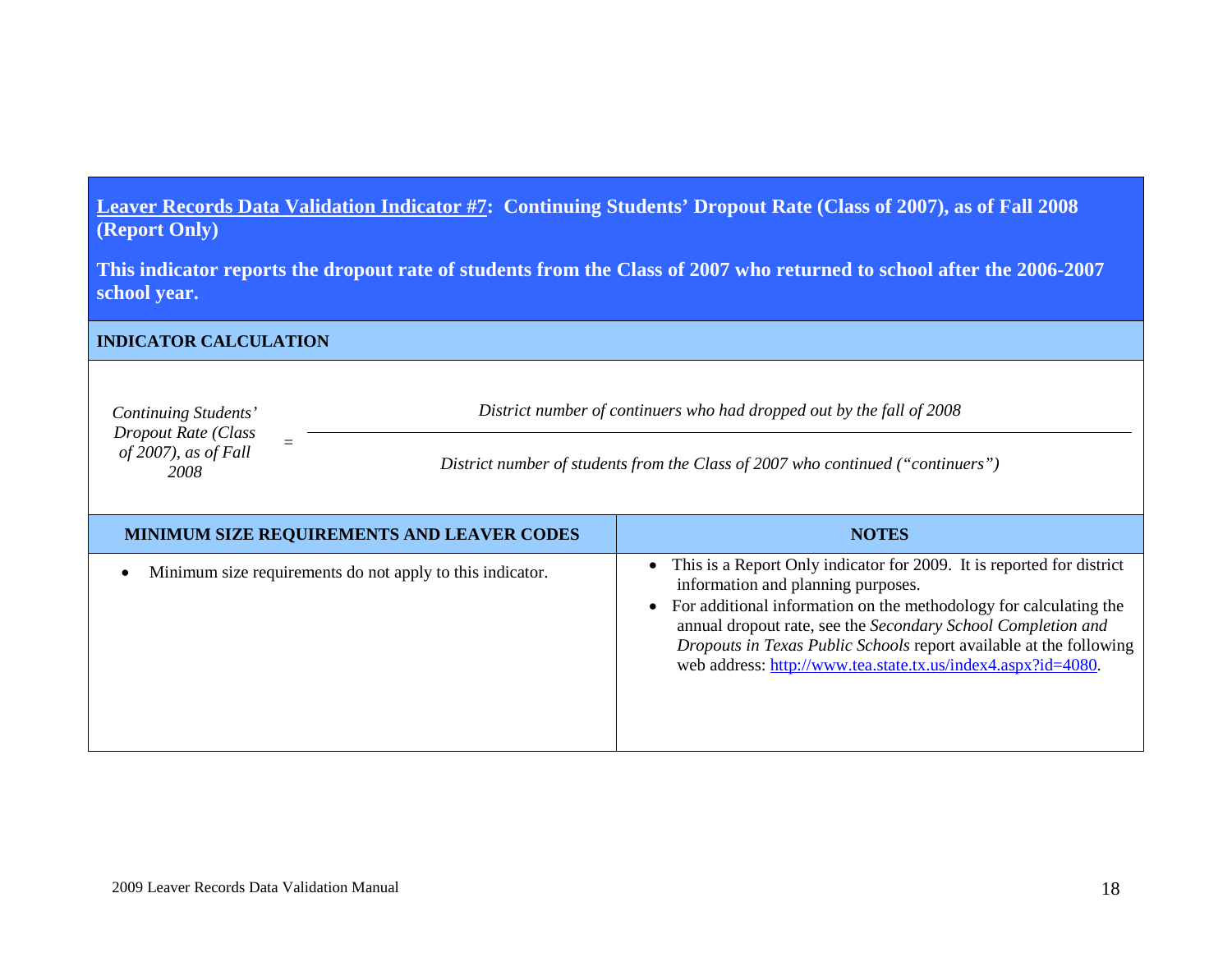**Leaver Records Data Validation Indicator #7: Continuing Students' Dropout Rate (Class of 2007), as of Fall 2008 (Report Only)**

**This indicator reports the dropout rate of students from the Class of 2007 who returned to school after the 2006-2007 school year.**

**INDICATOR CALCULATION**

$$\textit{Continuing Students' Dropout Rate (Class of 2007), as of Fall 2008} = \frac{\textit{District number of continuers who had dropped out by the fall of 2008}}{\textit{District number of students from the Class of 2007 who continued ("continuers")}}$$

| MINIMUM SIZE REQUIREMENTS AND LEAVER CODES | NOTES |
|---|---|
| • Minimum size requirements do not apply to this indicator. | • This is a Report Only indicator for 2009. It is reported for district information and planning purposes.<br>• For additional information on the methodology for calculating the annual dropout rate, see the *Secondary School Completion and Dropouts in Texas Public Schools* report available at the following web address: http://www.tea.state.tx.us/index4.aspx?id=4080. |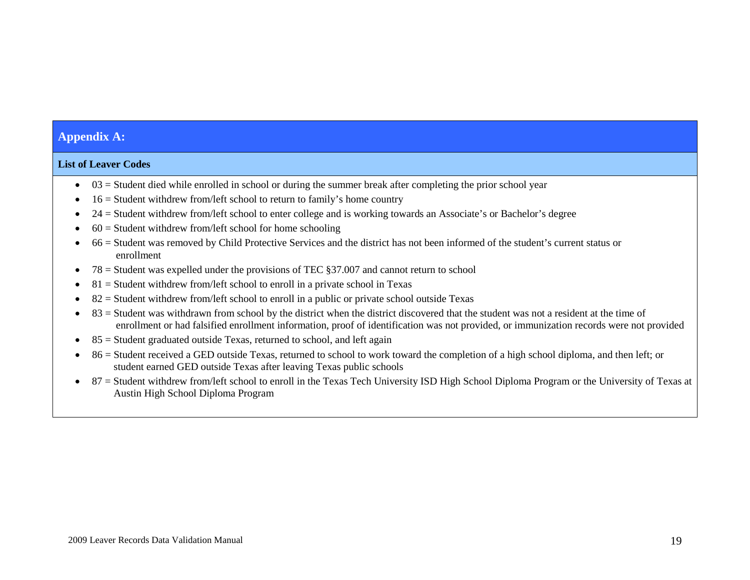## Appendix A:

### List of Leaver Codes

- 03 = Student died while enrolled in school or during the summer break after completing the prior school year
- 16 = Student withdrew from/left school to return to family's home country
- 24 = Student withdrew from/left school to enter college and is working towards an Associate's or Bachelor's degree
- 60 = Student withdrew from/left school for home schooling
- 66 = Student was removed by Child Protective Services and the district has not been informed of the student's current status or enrollment
- 78 = Student was expelled under the provisions of TEC §37.007 and cannot return to school
- 81 = Student withdrew from/left school to enroll in a private school in Texas
- 82 = Student withdrew from/left school to enroll in a public or private school outside Texas
- 83 = Student was withdrawn from school by the district when the district discovered that the student was not a resident at the time of enrollment or had falsified enrollment information, proof of identification was not provided, or immunization records were not provided
- 85 = Student graduated outside Texas, returned to school, and left again
- 86 = Student received a GED outside Texas, returned to school to work toward the completion of a high school diploma, and then left; or student earned GED outside Texas after leaving Texas public schools
- 87 = Student withdrew from/left school to enroll in the Texas Tech University ISD High School Diploma Program or the University of Texas at Austin High School Diploma Program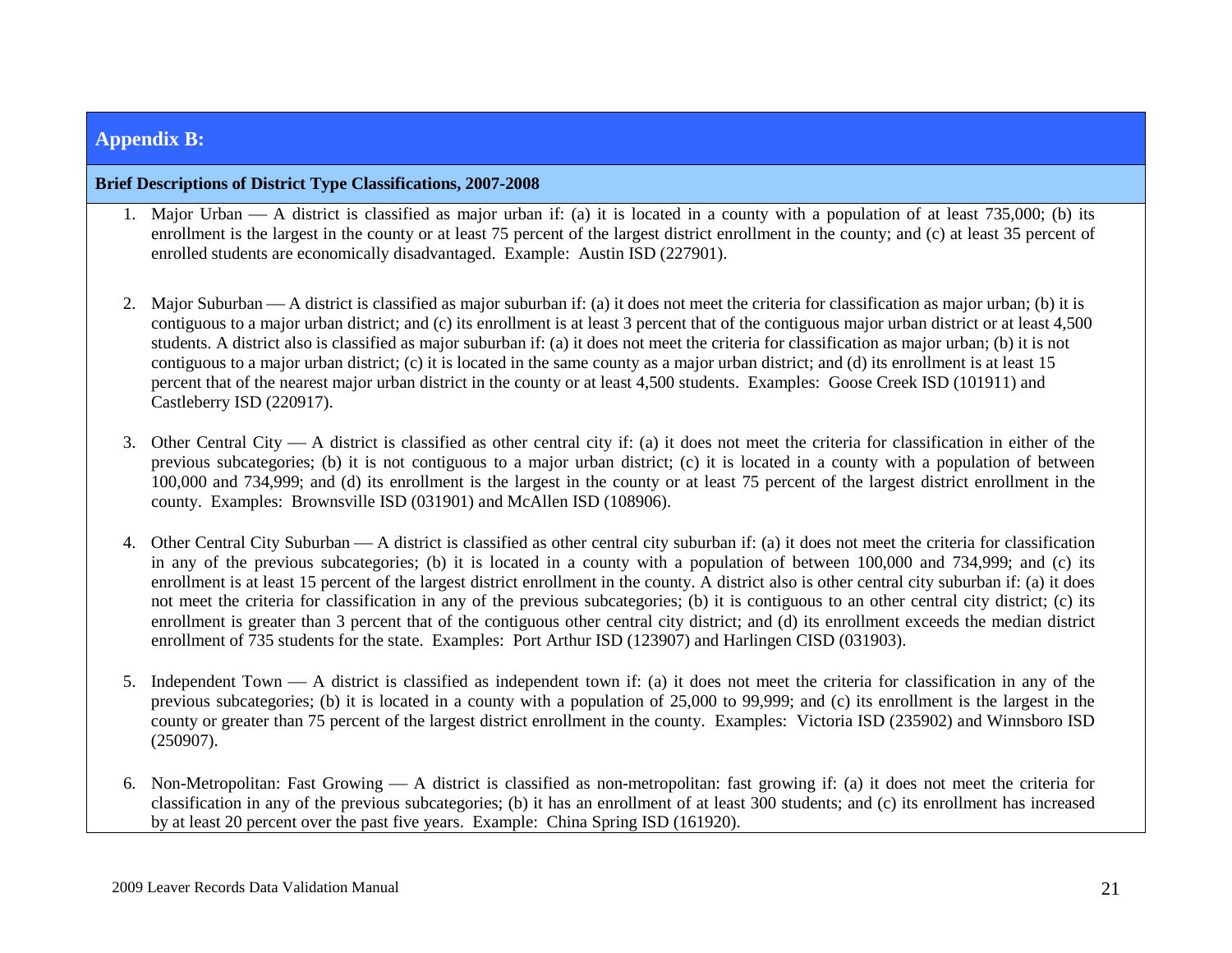## Appendix B:

### Brief Descriptions of District Type Classifications, 2007-2008

1. Major Urban — A district is classified as major urban if: (a) it is located in a county with a population of at least 735,000; (b) its enrollment is the largest in the county or at least 75 percent of the largest district enrollment in the county; and (c) at least 35 percent of enrolled students are economically disadvantaged. Example: Austin ISD (227901).

2. Major Suburban — A district is classified as major suburban if: (a) it does not meet the criteria for classification as major urban; (b) it is contiguous to a major urban district; and (c) its enrollment is at least 3 percent that of the contiguous major urban district or at least 4,500 students. A district also is classified as major suburban if: (a) it does not meet the criteria for classification as major urban; (b) it is not contiguous to a major urban district; (c) it is located in the same county as a major urban district; and (d) its enrollment is at least 15 percent that of the nearest major urban district in the county or at least 4,500 students. Examples: Goose Creek ISD (101911) and Castleberry ISD (220917).

3. Other Central City — A district is classified as other central city if: (a) it does not meet the criteria for classification in either of the previous subcategories; (b) it is not contiguous to a major urban district; (c) it is located in a county with a population of between 100,000 and 734,999; and (d) its enrollment is the largest in the county or at least 75 percent of the largest district enrollment in the county. Examples: Brownsville ISD (031901) and McAllen ISD (108906).

4. Other Central City Suburban — A district is classified as other central city suburban if: (a) it does not meet the criteria for classification in any of the previous subcategories; (b) it is located in a county with a population of between 100,000 and 734,999; and (c) its enrollment is at least 15 percent of the largest district enrollment in the county. A district also is other central city suburban if: (a) it does not meet the criteria for classification in any of the previous subcategories; (b) it is contiguous to an other central city district; (c) its enrollment is greater than 3 percent that of the contiguous other central city district; and (d) its enrollment exceeds the median district enrollment of 735 students for the state. Examples: Port Arthur ISD (123907) and Harlingen CISD (031903).

5. Independent Town — A district is classified as independent town if: (a) it does not meet the criteria for classification in any of the previous subcategories; (b) it is located in a county with a population of 25,000 to 99,999; and (c) its enrollment is the largest in the county or greater than 75 percent of the largest district enrollment in the county. Examples: Victoria ISD (235902) and Winnsboro ISD (250907).

6. Non-Metropolitan: Fast Growing — A district is classified as non-metropolitan: fast growing if: (a) it does not meet the criteria for classification in any of the previous subcategories; (b) it has an enrollment of at least 300 students; and (c) its enrollment has increased by at least 20 percent over the past five years. Example: China Spring ISD (161920).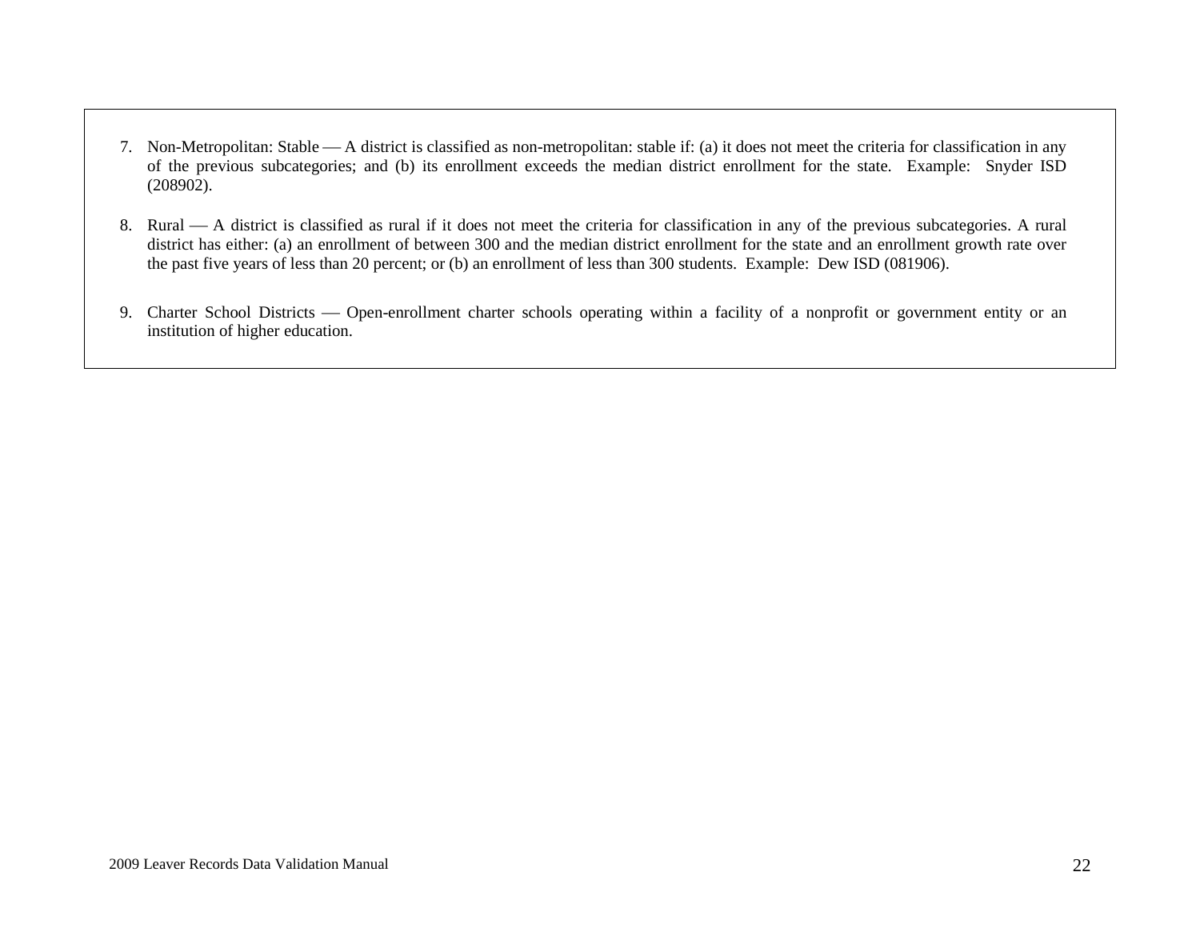7. Non-Metropolitan: Stable — A district is classified as non-metropolitan: stable if: (a) it does not meet the criteria for classification in any of the previous subcategories; and (b) its enrollment exceeds the median district enrollment for the state. Example: Snyder ISD (208902).

8. Rural — A district is classified as rural if it does not meet the criteria for classification in any of the previous subcategories. A rural district has either: (a) an enrollment of between 300 and the median district enrollment for the state and an enrollment growth rate over the past five years of less than 20 percent; or (b) an enrollment of less than 300 students. Example: Dew ISD (081906).

9. Charter School Districts — Open-enrollment charter schools operating within a facility of a nonprofit or government entity or an institution of higher education.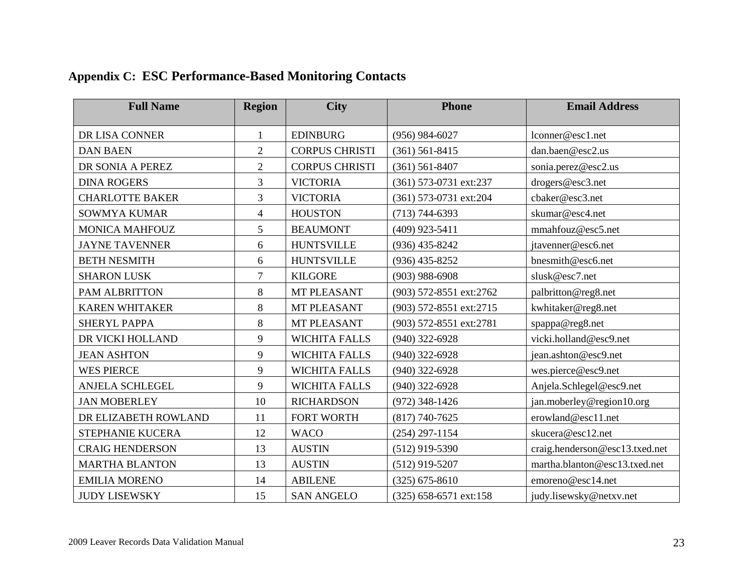## Appendix C: ESC Performance-Based Monitoring Contacts

| Full Name | Region | City | Phone | Email Address |
|---|---|---|---|---|
| DR LISA CONNER | 1 | EDINBURG | (956) 984-6027 | lconner@esc1.net |
| DAN BAEN | 2 | CORPUS CHRISTI | (361) 561-8415 | dan.baen@esc2.us |
| DR SONIA A PEREZ | 2 | CORPUS CHRISTI | (361) 561-8407 | sonia.perez@esc2.us |
| DINA ROGERS | 3 | VICTORIA | (361) 573-0731 ext:237 | drogers@esc3.net |
| CHARLOTTE BAKER | 3 | VICTORIA | (361) 573-0731 ext:204 | cbaker@esc3.net |
| SOWMYA KUMAR | 4 | HOUSTON | (713) 744-6393 | skumar@esc4.net |
| MONICA MAHFOUZ | 5 | BEAUMONT | (409) 923-5411 | mmahfouz@esc5.net |
| JAYNE TAVENNER | 6 | HUNTSVILLE | (936) 435-8242 | jtavenner@esc6.net |
| BETH NESMITH | 6 | HUNTSVILLE | (936) 435-8252 | bnesmith@esc6.net |
| SHARON LUSK | 7 | KILGORE | (903) 988-6908 | slusk@esc7.net |
| PAM ALBRITTON | 8 | MT PLEASANT | (903) 572-8551 ext:2762 | palbritton@reg8.net |
| KAREN WHITAKER | 8 | MT PLEASANT | (903) 572-8551 ext:2715 | kwhitaker@reg8.net |
| SHERYL PAPPA | 8 | MT PLEASANT | (903) 572-8551 ext:2781 | spappa@reg8.net |
| DR VICKI HOLLAND | 9 | WICHITA FALLS | (940) 322-6928 | vicki.holland@esc9.net |
| JEAN ASHTON | 9 | WICHITA FALLS | (940) 322-6928 | jean.ashton@esc9.net |
| WES PIERCE | 9 | WICHITA FALLS | (940) 322-6928 | wes.pierce@esc9.net |
| ANJELA SCHLEGEL | 9 | WICHITA FALLS | (940) 322-6928 | Anjela.Schlegel@esc9.net |
| JAN MOBERLEY | 10 | RICHARDSON | (972) 348-1426 | jan.moberley@region10.org |
| DR ELIZABETH ROWLAND | 11 | FORT WORTH | (817) 740-7625 | erowland@esc11.net |
| STEPHANIE KUCERA | 12 | WACO | (254) 297-1154 | skucera@esc12.net |
| CRAIG HENDERSON | 13 | AUSTIN | (512) 919-5390 | craig.henderson@esc13.txed.net |
| MARTHA BLANTON | 13 | AUSTIN | (512) 919-5207 | martha.blanton@esc13.txed.net |
| EMILIA MORENO | 14 | ABILENE | (325) 675-8610 | emoreno@esc14.net |
| JUDY LISEWSKY | 15 | SAN ANGELO | (325) 658-6571 ext:158 | judy.lisewsky@netxv.net |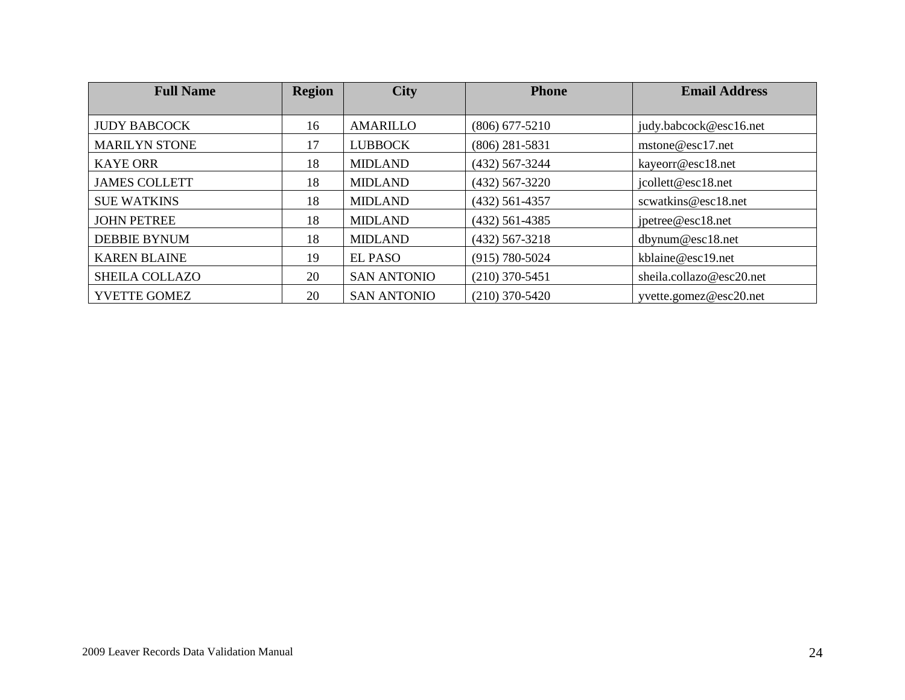| Full Name | Region | City | Phone | Email Address |
|---|---|---|---|---|
| JUDY BABCOCK | 16 | AMARILLO | (806) 677-5210 | judy.babcock@esc16.net |
| MARILYN STONE | 17 | LUBBOCK | (806) 281-5831 | mstone@esc17.net |
| KAYE ORR | 18 | MIDLAND | (432) 567-3244 | kayeorr@esc18.net |
| JAMES COLLETT | 18 | MIDLAND | (432) 567-3220 | jcollett@esc18.net |
| SUE WATKINS | 18 | MIDLAND | (432) 561-4357 | scwatkins@esc18.net |
| JOHN PETREE | 18 | MIDLAND | (432) 561-4385 | jpetree@esc18.net |
| DEBBIE BYNUM | 18 | MIDLAND | (432) 567-3218 | dbynum@esc18.net |
| KAREN BLAINE | 19 | EL PASO | (915) 780-5024 | kblaine@esc19.net |
| SHEILA COLLAZO | 20 | SAN ANTONIO | (210) 370-5451 | sheila.collazo@esc20.net |
| YVETTE GOMEZ | 20 | SAN ANTONIO | (210) 370-5420 | yvette.gomez@esc20.net |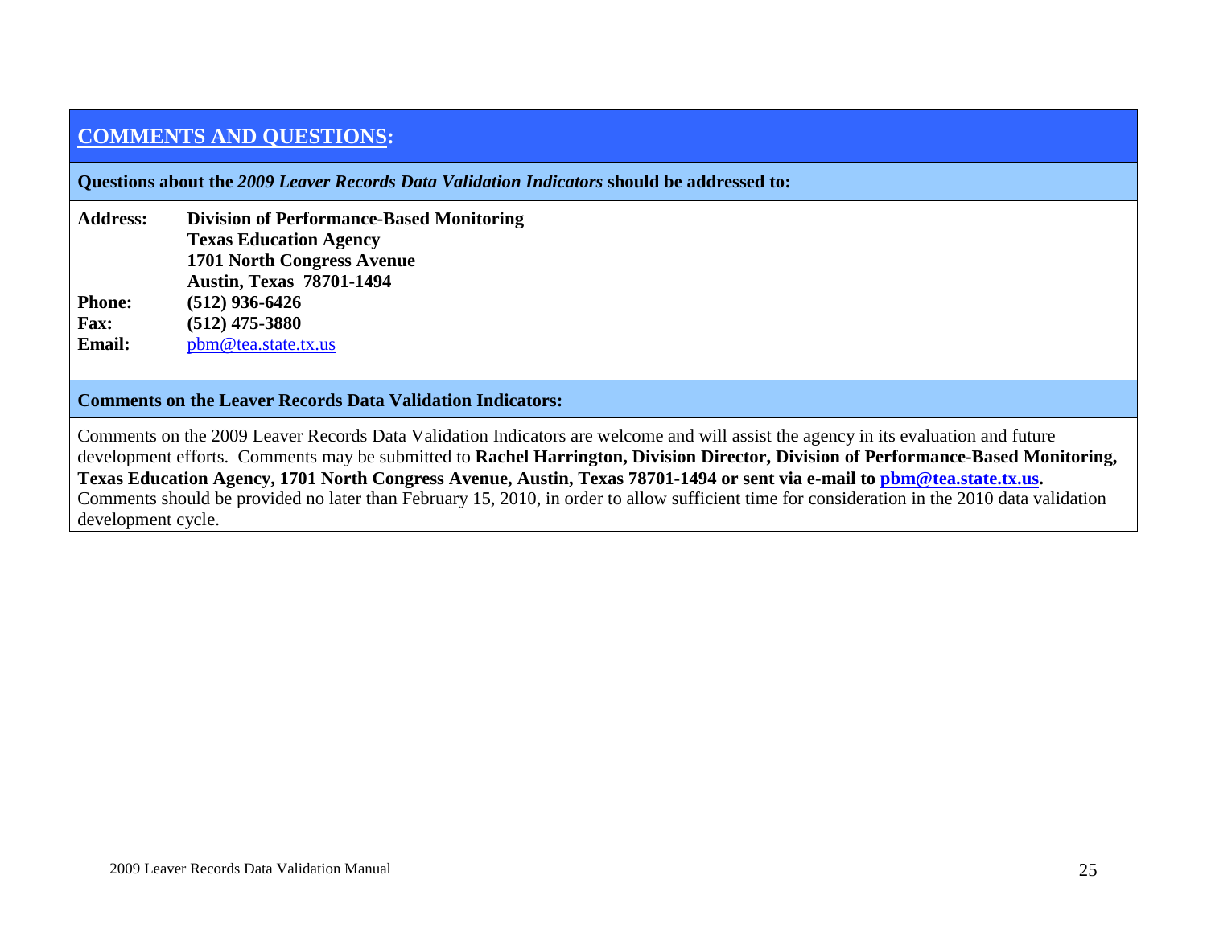## COMMENTS AND QUESTIONS:

**Questions about the *2009 Leaver Records Data Validation Indicators* should be addressed to:**

**Address:** **Division of Performance-Based Monitoring**
**Texas Education Agency**
**1701 North Congress Avenue**
**Austin, Texas 78701-1494**
**Phone:** **(512) 936-6426**
**Fax:** **(512) 475-3880**
**Email:** pbm@tea.state.tx.us

**Comments on the Leaver Records Data Validation Indicators:**

Comments on the 2009 Leaver Records Data Validation Indicators are welcome and will assist the agency in its evaluation and future development efforts. Comments may be submitted to **Rachel Harrington, Division Director, Division of Performance-Based Monitoring, Texas Education Agency, 1701 North Congress Avenue, Austin, Texas 78701-1494 or sent via e-mail to pbm@tea.state.tx.us.** Comments should be provided no later than February 15, 2010, in order to allow sufficient time for consideration in the 2010 data validation development cycle.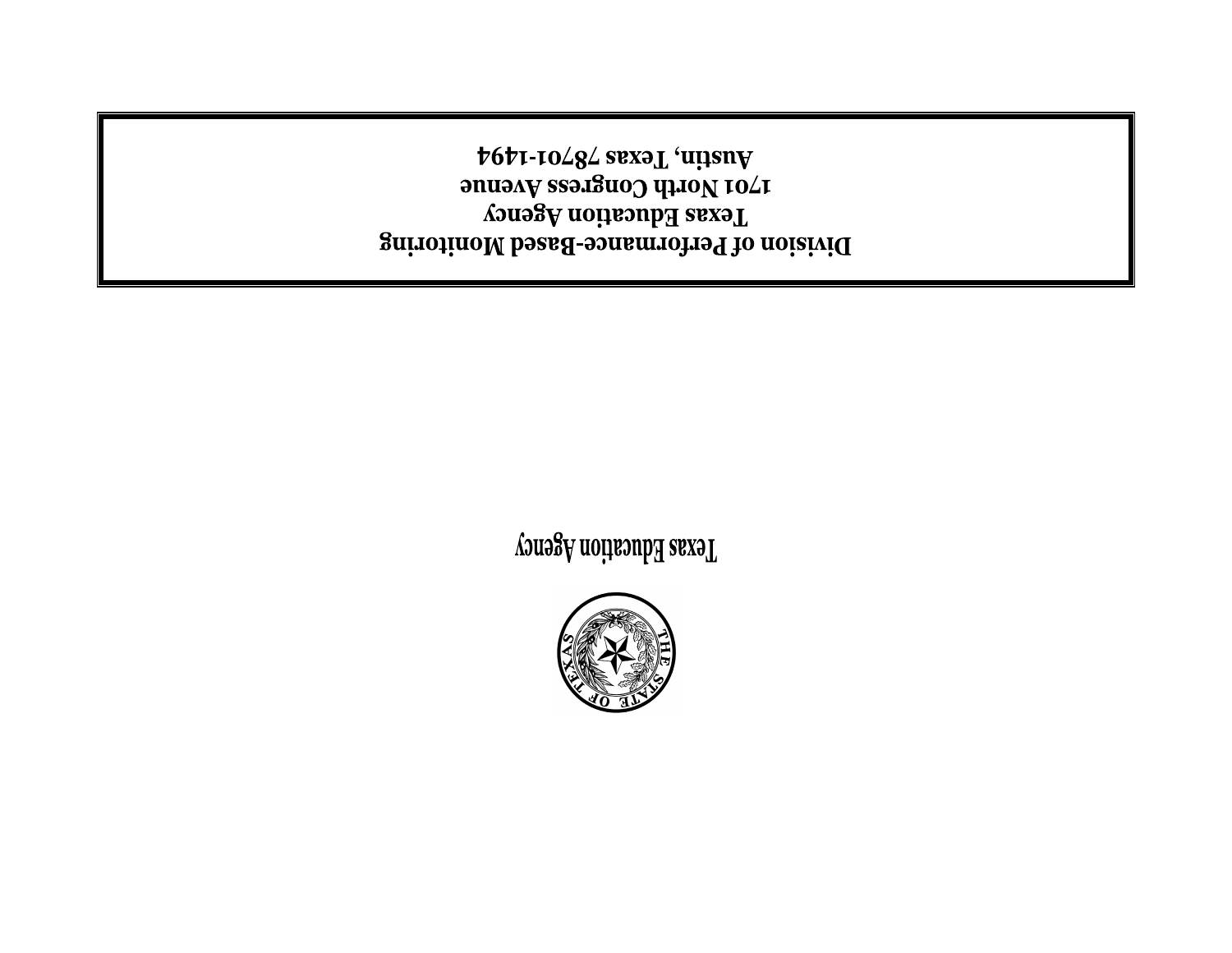Texas Education Agency

**Division of Performance-Based Monitoring**
**Texas Education Agency**
**1701 North Congress Avenue**
**Austin, Texas 78701-1494**